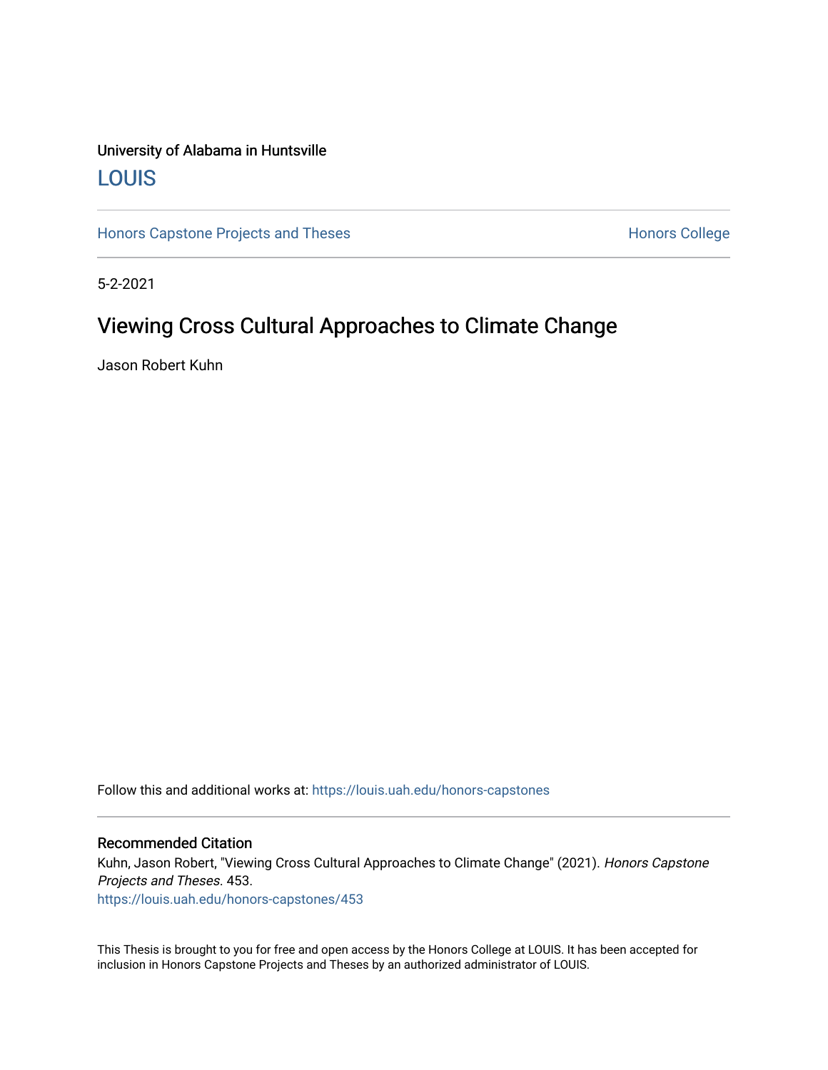University of Alabama in Huntsville

LOUIS

Honors Capstone Projects and Theses

Honors College

5-2-2021

# Viewing Cross Cultural Approaches to Climate Change

Jason Robert Kuhn

Follow this and additional works at: https://louis.uah.edu/honors-capstones

## Recommended Citation

Kuhn, Jason Robert, "Viewing Cross Cultural Approaches to Climate Change" (2021). *Honors Capstone Projects and Theses*. 453.
https://louis.uah.edu/honors-capstones/453

This Thesis is brought to you for free and open access by the Honors College at LOUIS. It has been accepted for inclusion in Honors Capstone Projects and Theses by an authorized administrator of LOUIS.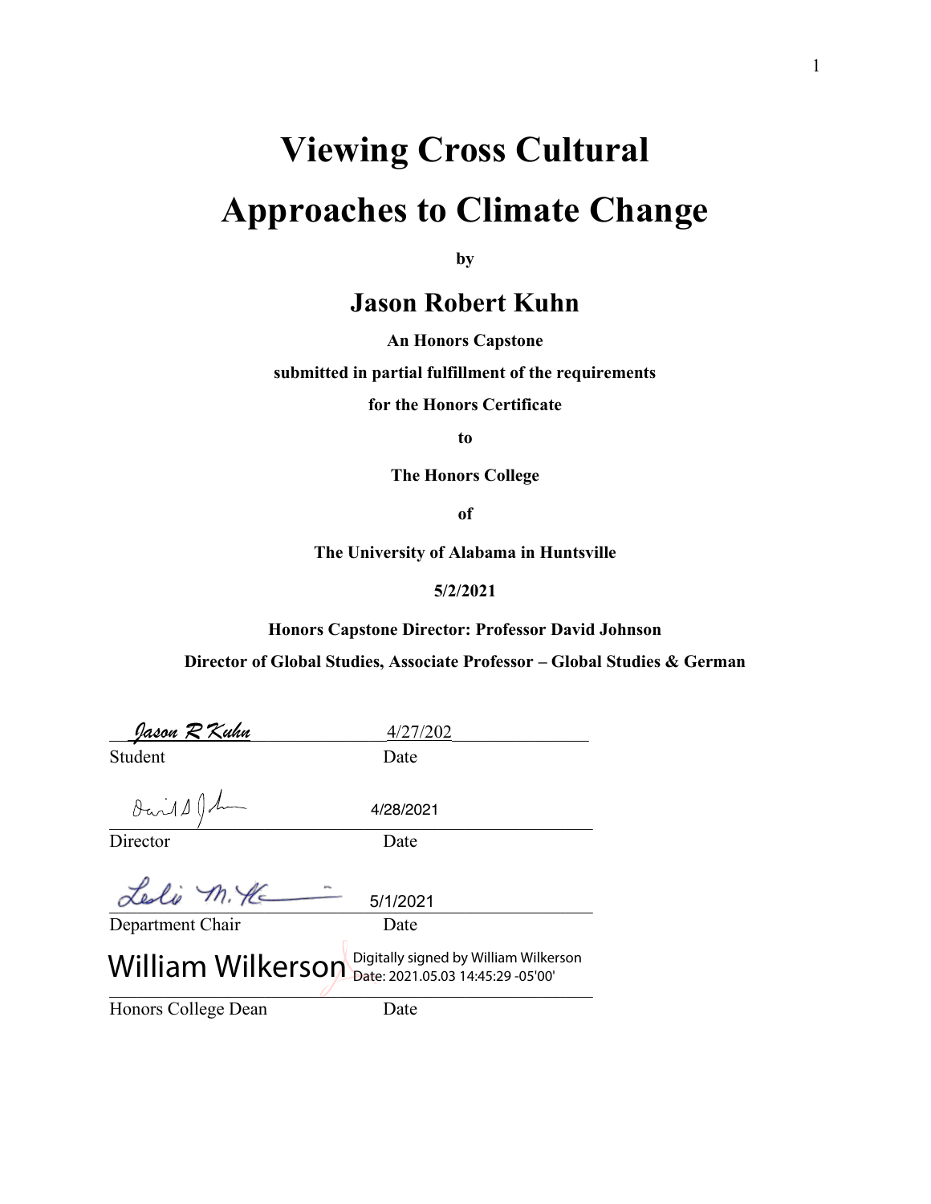# Viewing Cross Cultural Approaches to Climate Change

**by**

## Jason Robert Kuhn

**An Honors Capstone**

**submitted in partial fulfillment of the requirements**

**for the Honors Certificate**

**to**

**The Honors College**

**of**

**The University of Alabama in Huntsville**

**5/2/2021**

**Honors Capstone Director: Professor David Johnson**

**Director of Global Studies, Associate Professor – Global Studies & German**

*Jason R Kuhn* 4/27/202

Student Date

4/28/2021

Director Date

5/1/2021

Department Chair Date

William Wilkerson Digitally signed by William Wilkerson Date: 2021.05.03 14:45:29 -05'00'

Honors College Dean Date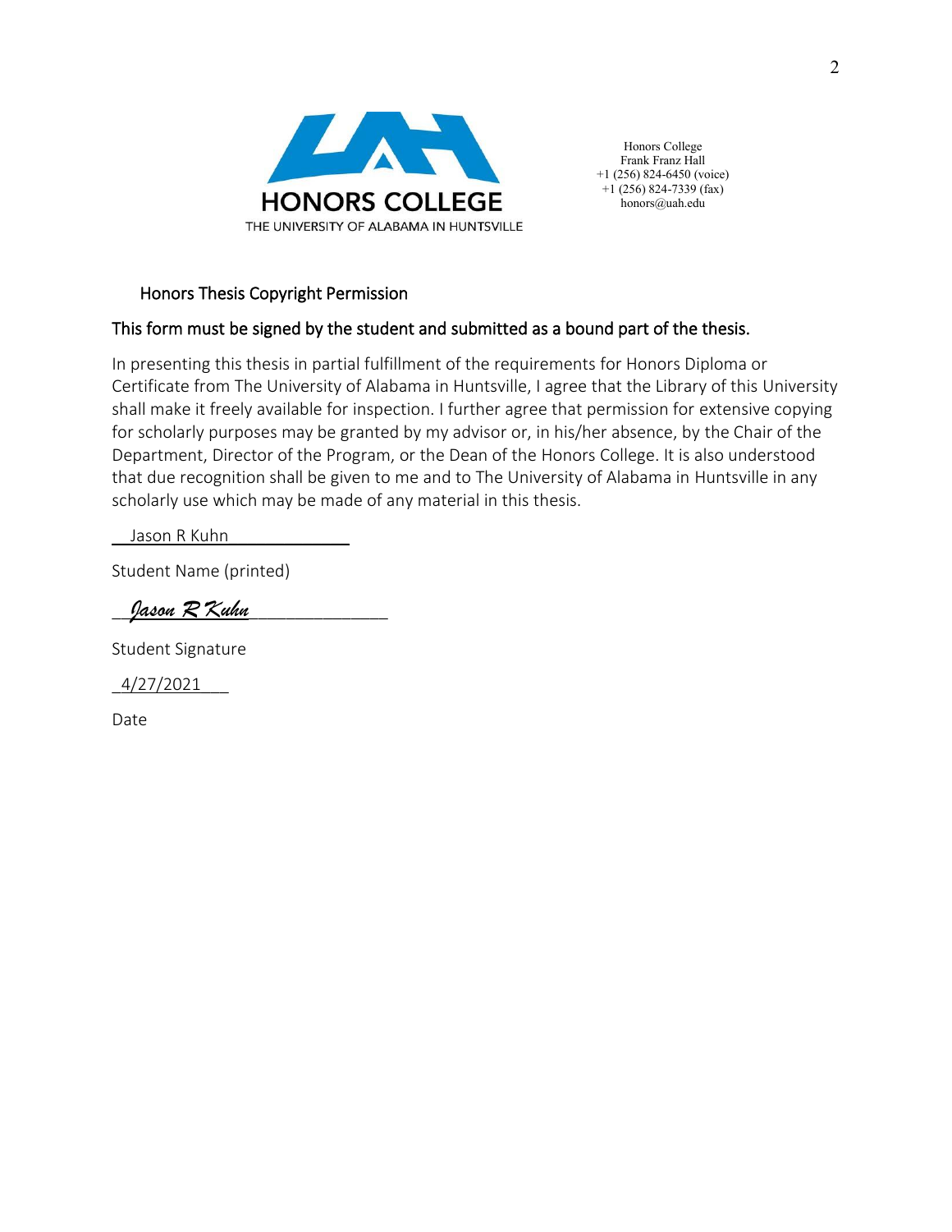HONORS COLLEGE
THE UNIVERSITY OF ALABAMA IN HUNTSVILLE

Honors College
Frank Franz Hall
+1 (256) 824-6450 (voice)
+1 (256) 824-7339 (fax)
honors@uah.edu

## Honors Thesis Copyright Permission

### This form must be signed by the student and submitted as a bound part of the thesis.

In presenting this thesis in partial fulfillment of the requirements for Honors Diploma or Certificate from The University of Alabama in Huntsville, I agree that the Library of this University shall make it freely available for inspection. I further agree that permission for extensive copying for scholarly purposes may be granted by my advisor or, in his/her absence, by the Chair of the Department, Director of the Program, or the Dean of the Honors College. It is also understood that due recognition shall be given to me and to The University of Alabama in Huntsville in any scholarly use which may be made of any material in this thesis.

Jason R Kuhn

Student Name (printed)

*Jason R Kuhn*

Student Signature

4/27/2021

Date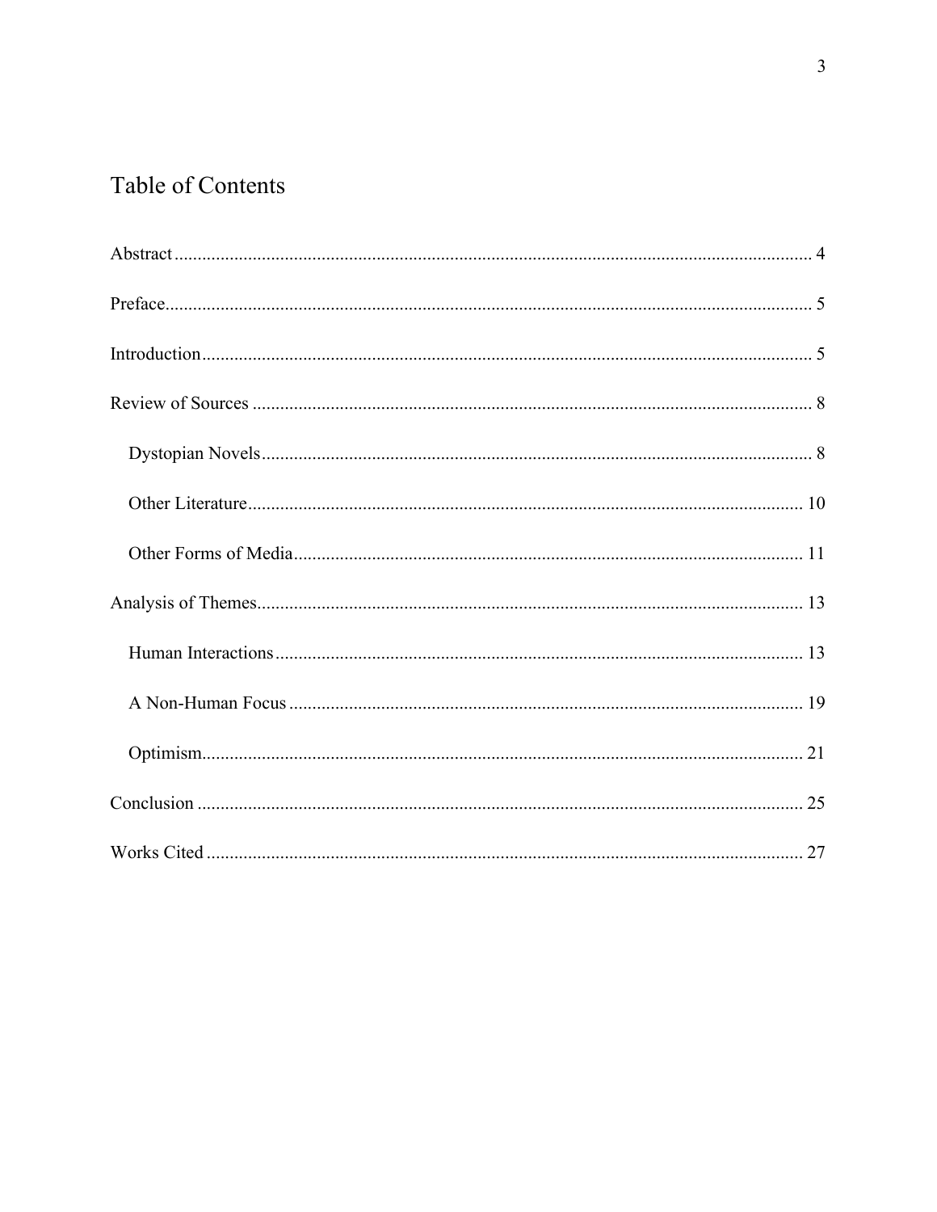# Table of Contents

Abstract ........................................................................................................................... 4

Preface............................................................................................................................. 5

Introduction ...................................................................................................................... 5

Review of Sources ........................................................................................................... 8

  Dystopian Novels ........................................................................................................ 8

  Other Literature ......................................................................................................... 10

  Other Forms of Media ................................................................................................ 11

Analysis of Themes ........................................................................................................ 13

  Human Interactions .................................................................................................... 13

  A Non-Human Focus ................................................................................................. 19

  Optimism.................................................................................................................... 21

Conclusion ..................................................................................................................... 25

Works Cited ................................................................................................................... 27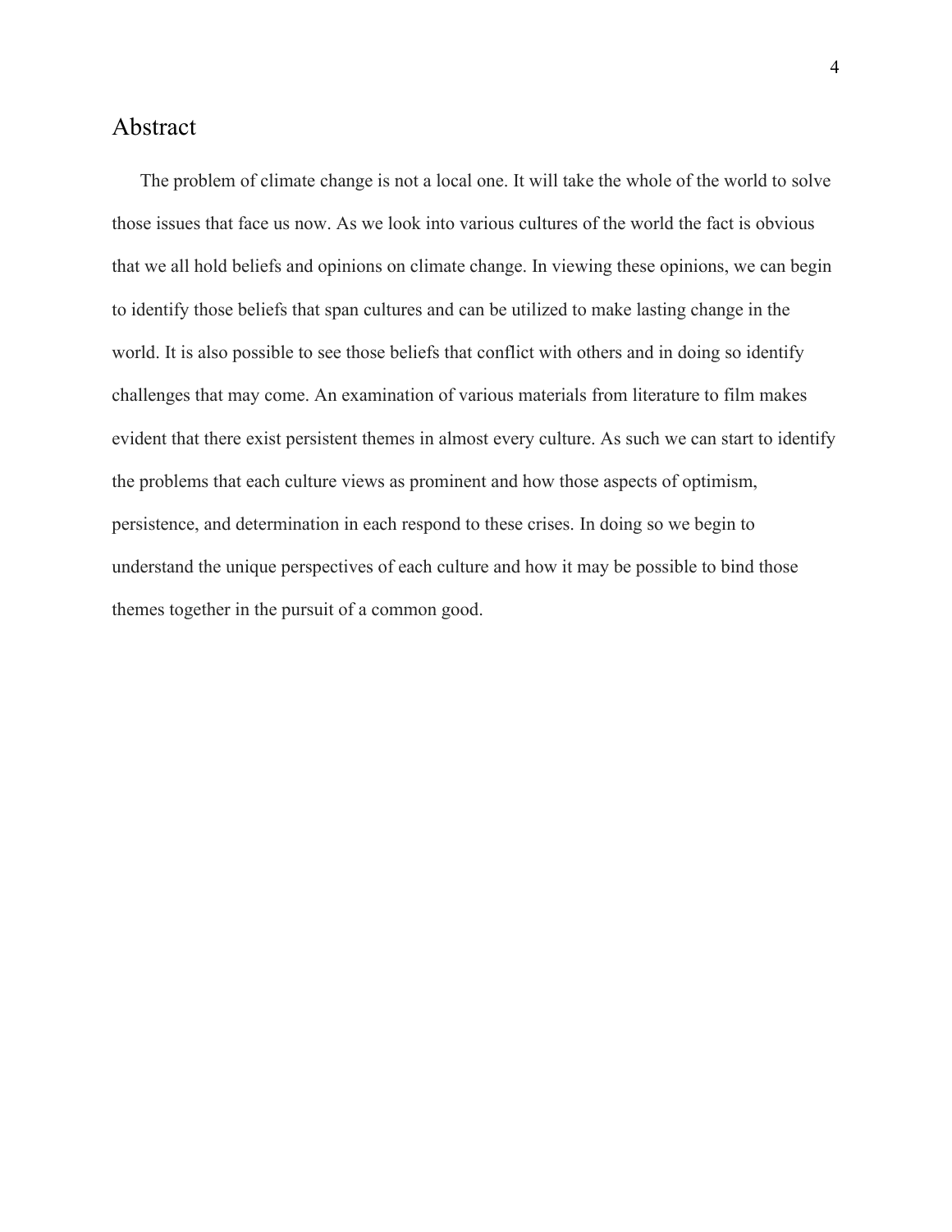# Abstract

The problem of climate change is not a local one. It will take the whole of the world to solve those issues that face us now. As we look into various cultures of the world the fact is obvious that we all hold beliefs and opinions on climate change. In viewing these opinions, we can begin to identify those beliefs that span cultures and can be utilized to make lasting change in the world. It is also possible to see those beliefs that conflict with others and in doing so identify challenges that may come. An examination of various materials from literature to film makes evident that there exist persistent themes in almost every culture. As such we can start to identify the problems that each culture views as prominent and how those aspects of optimism, persistence, and determination in each respond to these crises. In doing so we begin to understand the unique perspectives of each culture and how it may be possible to bind those themes together in the pursuit of a common good.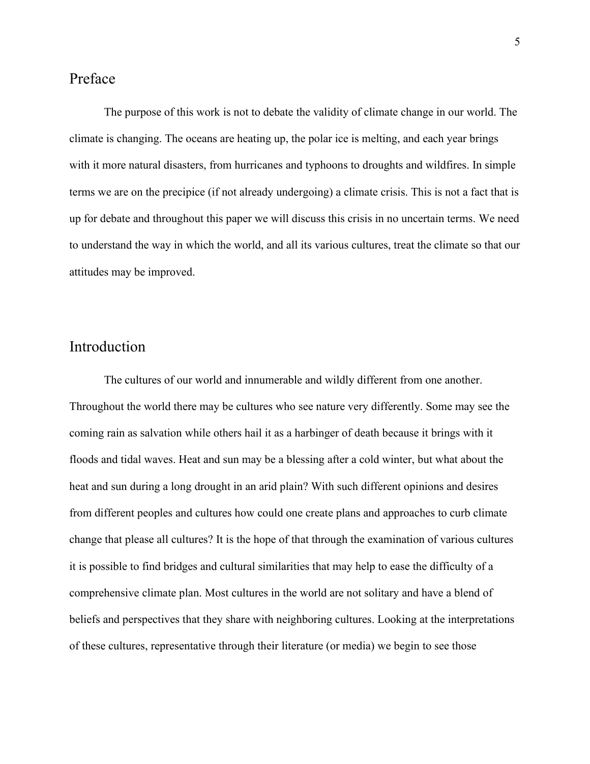## Preface

The purpose of this work is not to debate the validity of climate change in our world. The climate is changing. The oceans are heating up, the polar ice is melting, and each year brings with it more natural disasters, from hurricanes and typhoons to droughts and wildfires. In simple terms we are on the precipice (if not already undergoing) a climate crisis. This is not a fact that is up for debate and throughout this paper we will discuss this crisis in no uncertain terms. We need to understand the way in which the world, and all its various cultures, treat the climate so that our attitudes may be improved.

## Introduction

The cultures of our world and innumerable and wildly different from one another. Throughout the world there may be cultures who see nature very differently. Some may see the coming rain as salvation while others hail it as a harbinger of death because it brings with it floods and tidal waves. Heat and sun may be a blessing after a cold winter, but what about the heat and sun during a long drought in an arid plain? With such different opinions and desires from different peoples and cultures how could one create plans and approaches to curb climate change that please all cultures? It is the hope of that through the examination of various cultures it is possible to find bridges and cultural similarities that may help to ease the difficulty of a comprehensive climate plan. Most cultures in the world are not solitary and have a blend of beliefs and perspectives that they share with neighboring cultures. Looking at the interpretations of these cultures, representative through their literature (or media) we begin to see those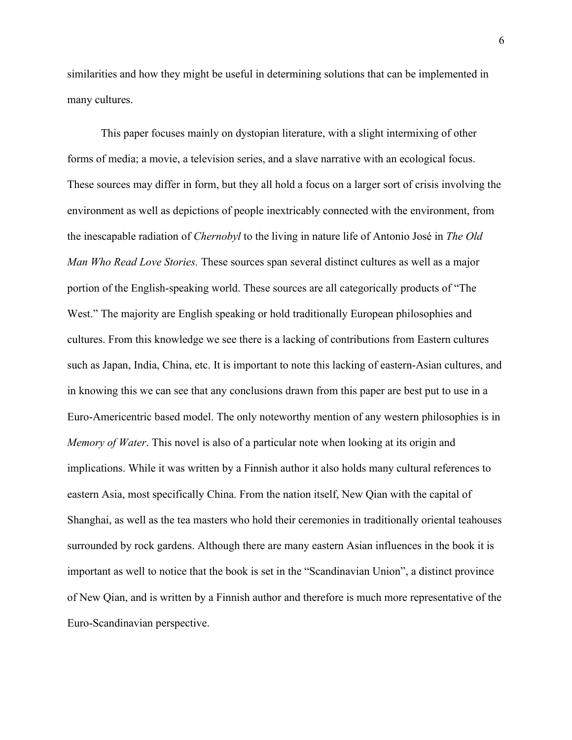similarities and how they might be useful in determining solutions that can be implemented in many cultures.

This paper focuses mainly on dystopian literature, with a slight intermixing of other forms of media; a movie, a television series, and a slave narrative with an ecological focus. These sources may differ in form, but they all hold a focus on a larger sort of crisis involving the environment as well as depictions of people inextricably connected with the environment, from the inescapable radiation of *Chernobyl* to the living in nature life of Antonio José in *The Old Man Who Read Love Stories.* These sources span several distinct cultures as well as a major portion of the English-speaking world. These sources are all categorically products of "The West." The majority are English speaking or hold traditionally European philosophies and cultures. From this knowledge we see there is a lacking of contributions from Eastern cultures such as Japan, India, China, etc. It is important to note this lacking of eastern-Asian cultures, and in knowing this we can see that any conclusions drawn from this paper are best put to use in a Euro-Americentric based model. The only noteworthy mention of any western philosophies is in *Memory of Water*. This novel is also of a particular note when looking at its origin and implications. While it was written by a Finnish author it also holds many cultural references to eastern Asia, most specifically China. From the nation itself, New Qian with the capital of Shanghai, as well as the tea masters who hold their ceremonies in traditionally oriental teahouses surrounded by rock gardens. Although there are many eastern Asian influences in the book it is important as well to notice that the book is set in the "Scandinavian Union", a distinct province of New Qian, and is written by a Finnish author and therefore is much more representative of the Euro-Scandinavian perspective.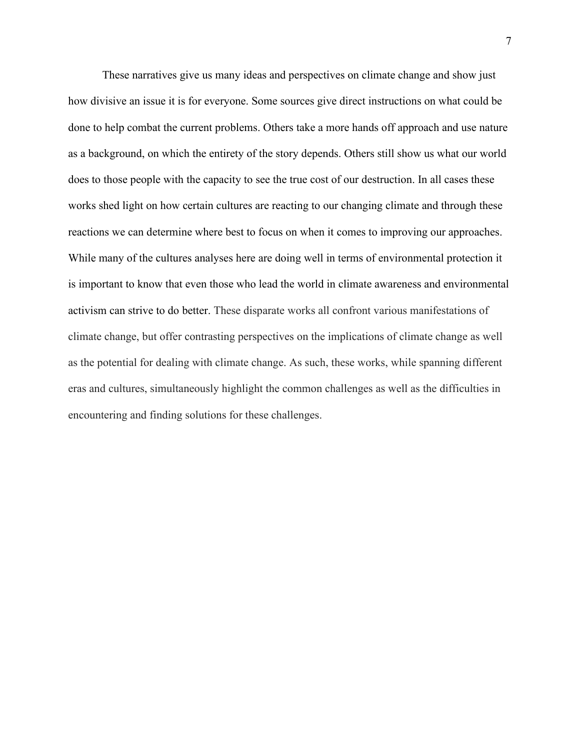These narratives give us many ideas and perspectives on climate change and show just how divisive an issue it is for everyone. Some sources give direct instructions on what could be done to help combat the current problems. Others take a more hands off approach and use nature as a background, on which the entirety of the story depends. Others still show us what our world does to those people with the capacity to see the true cost of our destruction. In all cases these works shed light on how certain cultures are reacting to our changing climate and through these reactions we can determine where best to focus on when it comes to improving our approaches. While many of the cultures analyses here are doing well in terms of environmental protection it is important to know that even those who lead the world in climate awareness and environmental activism can strive to do better. These disparate works all confront various manifestations of climate change, but offer contrasting perspectives on the implications of climate change as well as the potential for dealing with climate change. As such, these works, while spanning different eras and cultures, simultaneously highlight the common challenges as well as the difficulties in encountering and finding solutions for these challenges.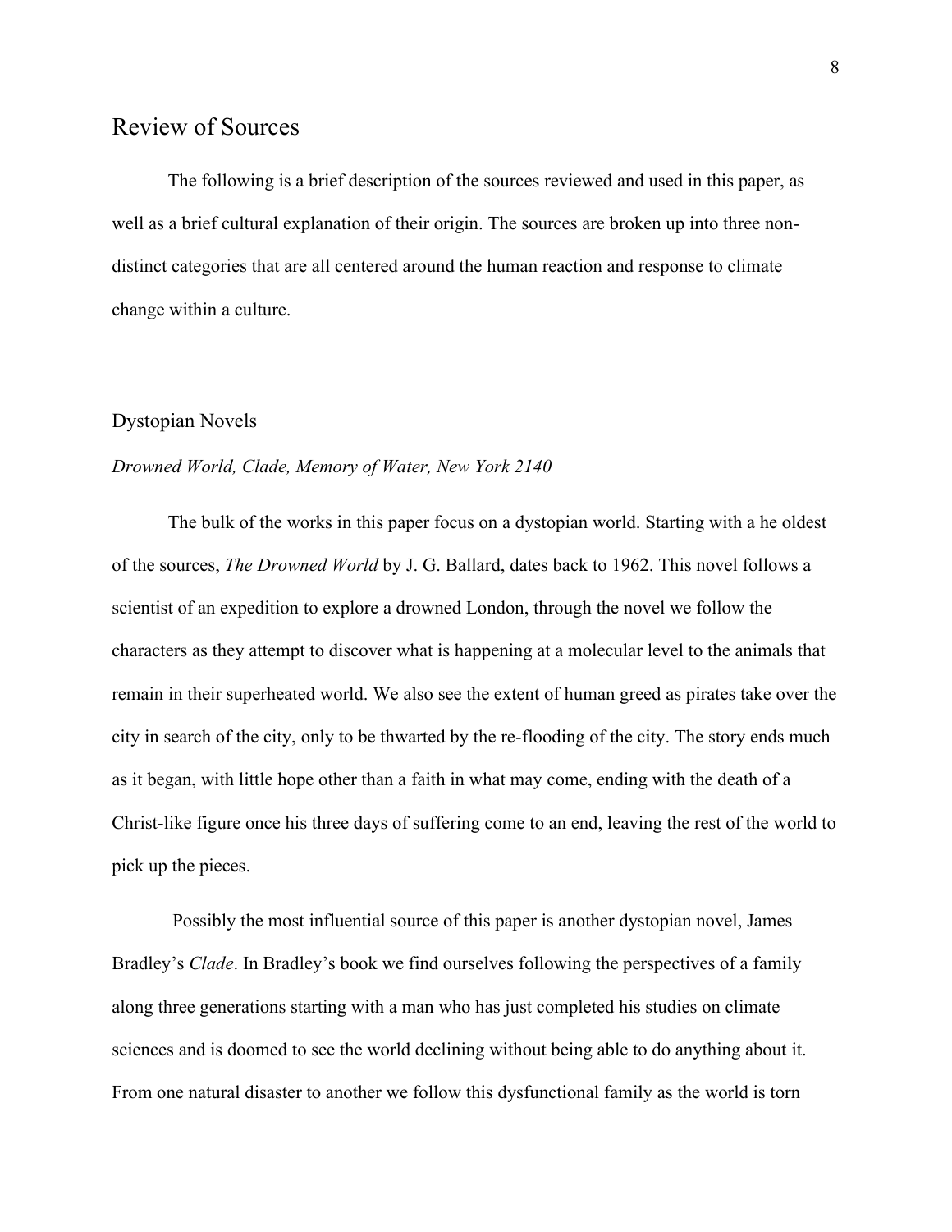## Review of Sources

The following is a brief description of the sources reviewed and used in this paper, as well as a brief cultural explanation of their origin. The sources are broken up into three non-distinct categories that are all centered around the human reaction and response to climate change within a culture.

### Dystopian Novels

*Drowned World, Clade, Memory of Water, New York 2140*

The bulk of the works in this paper focus on a dystopian world. Starting with a he oldest of the sources, *The Drowned World* by J. G. Ballard, dates back to 1962. This novel follows a scientist of an expedition to explore a drowned London, through the novel we follow the characters as they attempt to discover what is happening at a molecular level to the animals that remain in their superheated world. We also see the extent of human greed as pirates take over the city in search of the city, only to be thwarted by the re-flooding of the city. The story ends much as it began, with little hope other than a faith in what may come, ending with the death of a Christ-like figure once his three days of suffering come to an end, leaving the rest of the world to pick up the pieces.

Possibly the most influential source of this paper is another dystopian novel, James Bradley's *Clade*. In Bradley's book we find ourselves following the perspectives of a family along three generations starting with a man who has just completed his studies on climate sciences and is doomed to see the world declining without being able to do anything about it. From one natural disaster to another we follow this dysfunctional family as the world is torn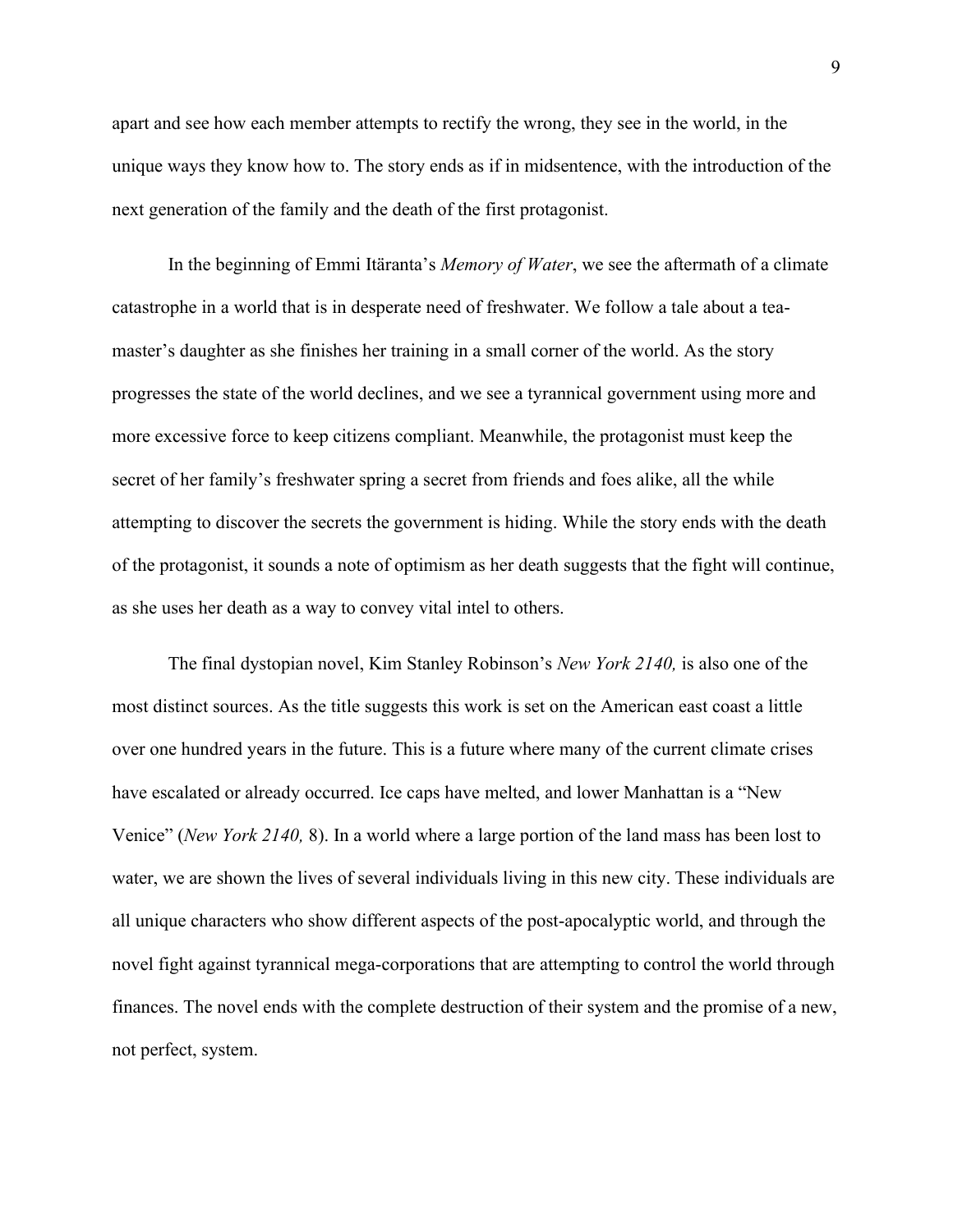apart and see how each member attempts to rectify the wrong, they see in the world, in the unique ways they know how to. The story ends as if in midsentence, with the introduction of the next generation of the family and the death of the first protagonist.

In the beginning of Emmi Itäranta's *Memory of Water*, we see the aftermath of a climate catastrophe in a world that is in desperate need of freshwater. We follow a tale about a tea-master's daughter as she finishes her training in a small corner of the world. As the story progresses the state of the world declines, and we see a tyrannical government using more and more excessive force to keep citizens compliant. Meanwhile, the protagonist must keep the secret of her family's freshwater spring a secret from friends and foes alike, all the while attempting to discover the secrets the government is hiding. While the story ends with the death of the protagonist, it sounds a note of optimism as her death suggests that the fight will continue, as she uses her death as a way to convey vital intel to others.

The final dystopian novel, Kim Stanley Robinson's *New York 2140,* is also one of the most distinct sources. As the title suggests this work is set on the American east coast a little over one hundred years in the future. This is a future where many of the current climate crises have escalated or already occurred. Ice caps have melted, and lower Manhattan is a "New Venice" (*New York 2140,* 8). In a world where a large portion of the land mass has been lost to water, we are shown the lives of several individuals living in this new city. These individuals are all unique characters who show different aspects of the post-apocalyptic world, and through the novel fight against tyrannical mega-corporations that are attempting to control the world through finances. The novel ends with the complete destruction of their system and the promise of a new, not perfect, system.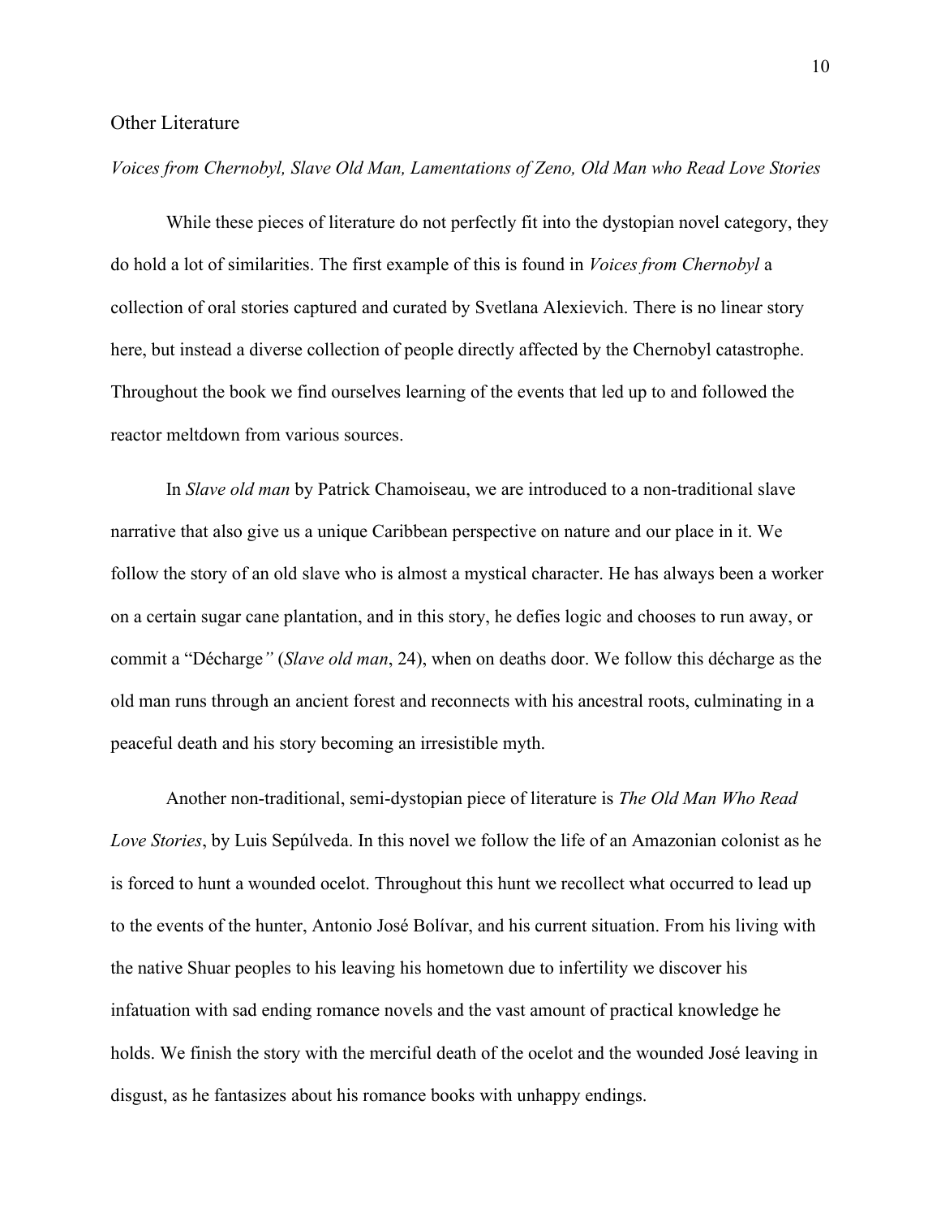## Other Literature

*Voices from Chernobyl, Slave Old Man, Lamentations of Zeno, Old Man who Read Love Stories*

While these pieces of literature do not perfectly fit into the dystopian novel category, they do hold a lot of similarities. The first example of this is found in *Voices from Chernobyl* a collection of oral stories captured and curated by Svetlana Alexievich. There is no linear story here, but instead a diverse collection of people directly affected by the Chernobyl catastrophe. Throughout the book we find ourselves learning of the events that led up to and followed the reactor meltdown from various sources.

In *Slave old man* by Patrick Chamoiseau, we are introduced to a non-traditional slave narrative that also give us a unique Caribbean perspective on nature and our place in it. We follow the story of an old slave who is almost a mystical character. He has always been a worker on a certain sugar cane plantation, and in this story, he defies logic and chooses to run away, or commit a "Décharge*"* (*Slave old man*, 24), when on deaths door. We follow this décharge as the old man runs through an ancient forest and reconnects with his ancestral roots, culminating in a peaceful death and his story becoming an irresistible myth.

Another non-traditional, semi-dystopian piece of literature is *The Old Man Who Read Love Stories*, by Luis Sepúlveda. In this novel we follow the life of an Amazonian colonist as he is forced to hunt a wounded ocelot. Throughout this hunt we recollect what occurred to lead up to the events of the hunter, Antonio José Bolívar, and his current situation. From his living with the native Shuar peoples to his leaving his hometown due to infertility we discover his infatuation with sad ending romance novels and the vast amount of practical knowledge he holds. We finish the story with the merciful death of the ocelot and the wounded José leaving in disgust, as he fantasizes about his romance books with unhappy endings.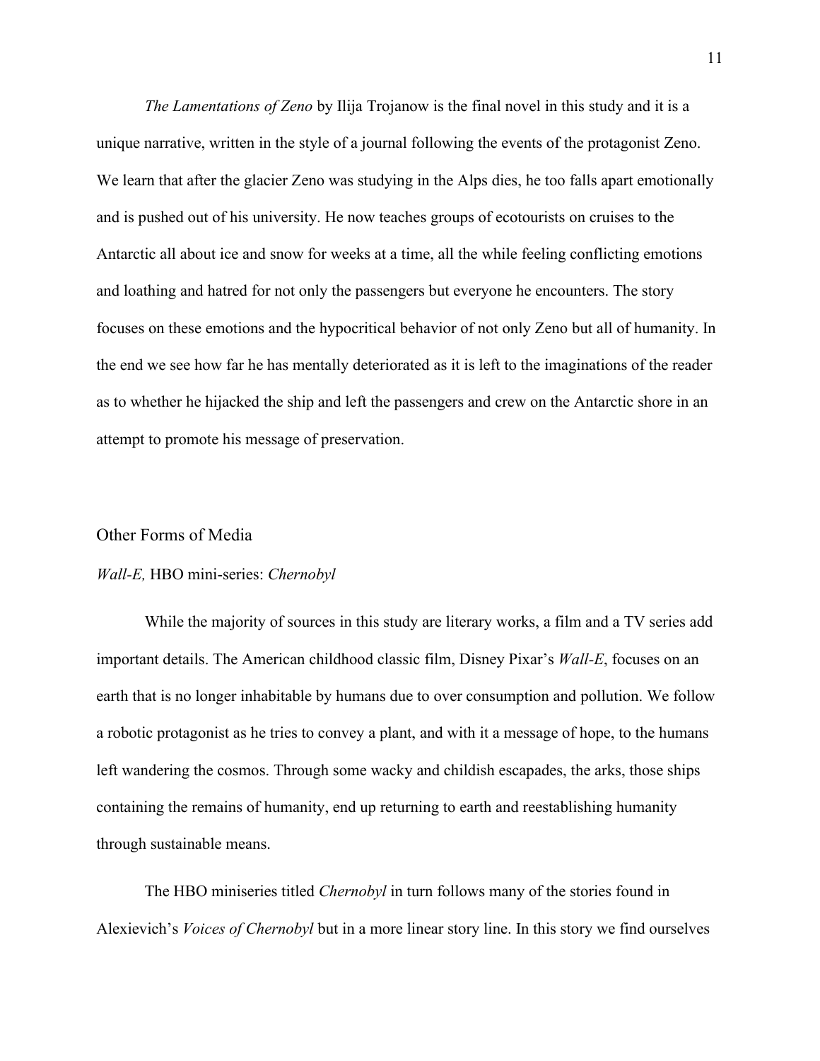*The Lamentations of Zeno* by Ilija Trojanow is the final novel in this study and it is a unique narrative, written in the style of a journal following the events of the protagonist Zeno. We learn that after the glacier Zeno was studying in the Alps dies, he too falls apart emotionally and is pushed out of his university. He now teaches groups of ecotourists on cruises to the Antarctic all about ice and snow for weeks at a time, all the while feeling conflicting emotions and loathing and hatred for not only the passengers but everyone he encounters. The story focuses on these emotions and the hypocritical behavior of not only Zeno but all of humanity. In the end we see how far he has mentally deteriorated as it is left to the imaginations of the reader as to whether he hijacked the ship and left the passengers and crew on the Antarctic shore in an attempt to promote his message of preservation.

## Other Forms of Media

### *Wall-E,* HBO mini-series: *Chernobyl*

While the majority of sources in this study are literary works, a film and a TV series add important details. The American childhood classic film, Disney Pixar's *Wall-E*, focuses on an earth that is no longer inhabitable by humans due to over consumption and pollution. We follow a robotic protagonist as he tries to convey a plant, and with it a message of hope, to the humans left wandering the cosmos. Through some wacky and childish escapades, the arks, those ships containing the remains of humanity, end up returning to earth and reestablishing humanity through sustainable means.

The HBO miniseries titled *Chernobyl* in turn follows many of the stories found in Alexievich's *Voices of Chernobyl* but in a more linear story line. In this story we find ourselves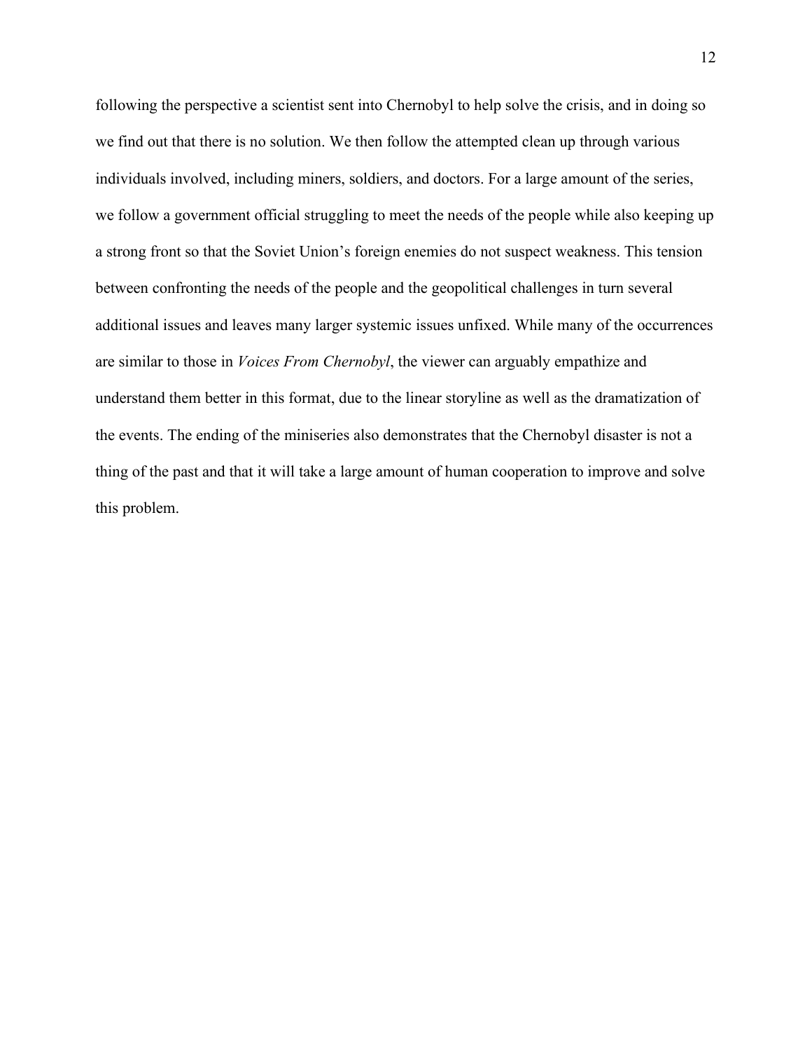following the perspective a scientist sent into Chernobyl to help solve the crisis, and in doing so we find out that there is no solution. We then follow the attempted clean up through various individuals involved, including miners, soldiers, and doctors. For a large amount of the series, we follow a government official struggling to meet the needs of the people while also keeping up a strong front so that the Soviet Union's foreign enemies do not suspect weakness. This tension between confronting the needs of the people and the geopolitical challenges in turn several additional issues and leaves many larger systemic issues unfixed. While many of the occurrences are similar to those in *Voices From Chernobyl*, the viewer can arguably empathize and understand them better in this format, due to the linear storyline as well as the dramatization of the events. The ending of the miniseries also demonstrates that the Chernobyl disaster is not a thing of the past and that it will take a large amount of human cooperation to improve and solve this problem.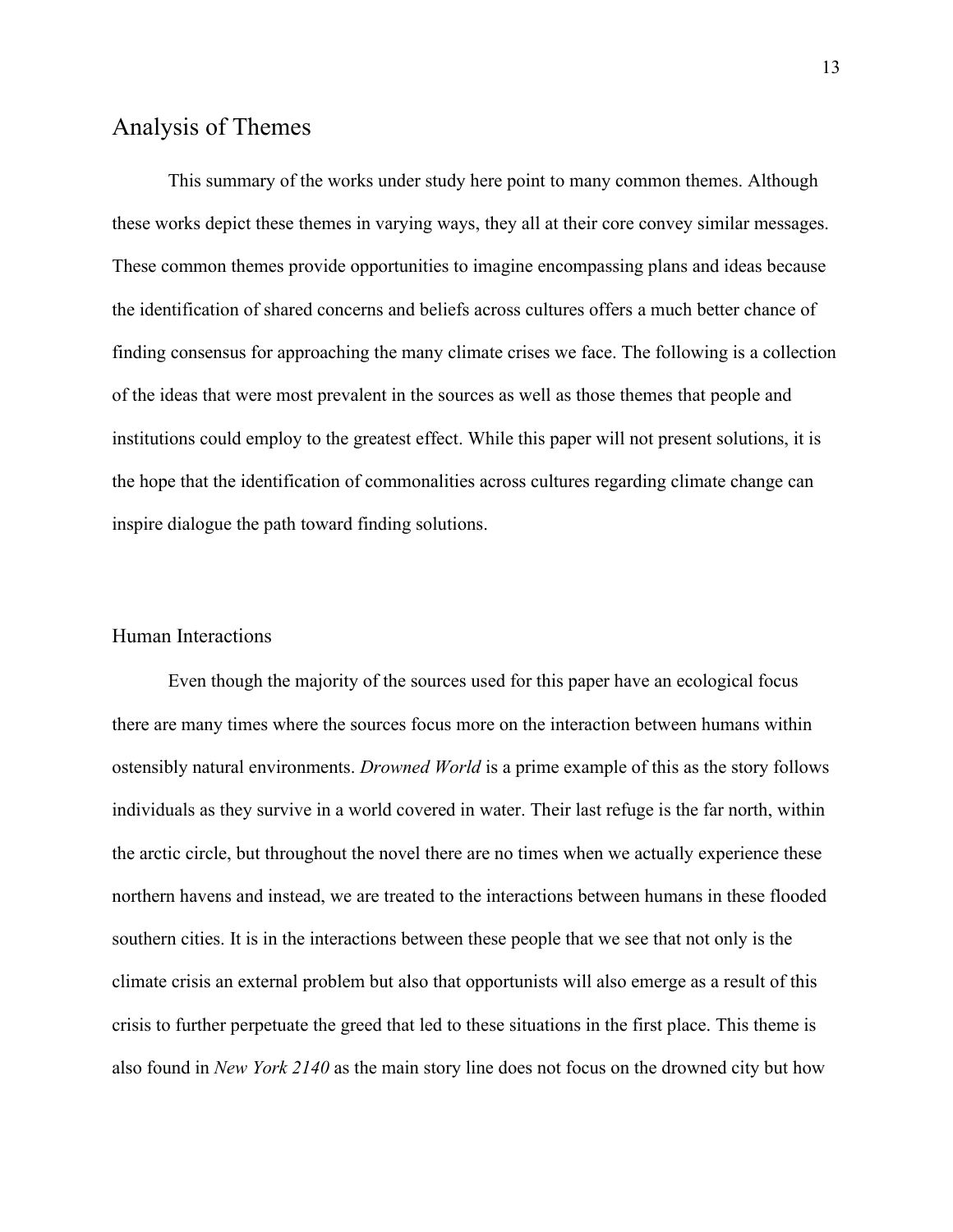## Analysis of Themes

This summary of the works under study here point to many common themes. Although these works depict these themes in varying ways, they all at their core convey similar messages. These common themes provide opportunities to imagine encompassing plans and ideas because the identification of shared concerns and beliefs across cultures offers a much better chance of finding consensus for approaching the many climate crises we face. The following is a collection of the ideas that were most prevalent in the sources as well as those themes that people and institutions could employ to the greatest effect. While this paper will not present solutions, it is the hope that the identification of commonalities across cultures regarding climate change can inspire dialogue the path toward finding solutions.

### Human Interactions

Even though the majority of the sources used for this paper have an ecological focus there are many times where the sources focus more on the interaction between humans within ostensibly natural environments. *Drowned World* is a prime example of this as the story follows individuals as they survive in a world covered in water. Their last refuge is the far north, within the arctic circle, but throughout the novel there are no times when we actually experience these northern havens and instead, we are treated to the interactions between humans in these flooded southern cities. It is in the interactions between these people that we see that not only is the climate crisis an external problem but also that opportunists will also emerge as a result of this crisis to further perpetuate the greed that led to these situations in the first place. This theme is also found in *New York 2140* as the main story line does not focus on the drowned city but how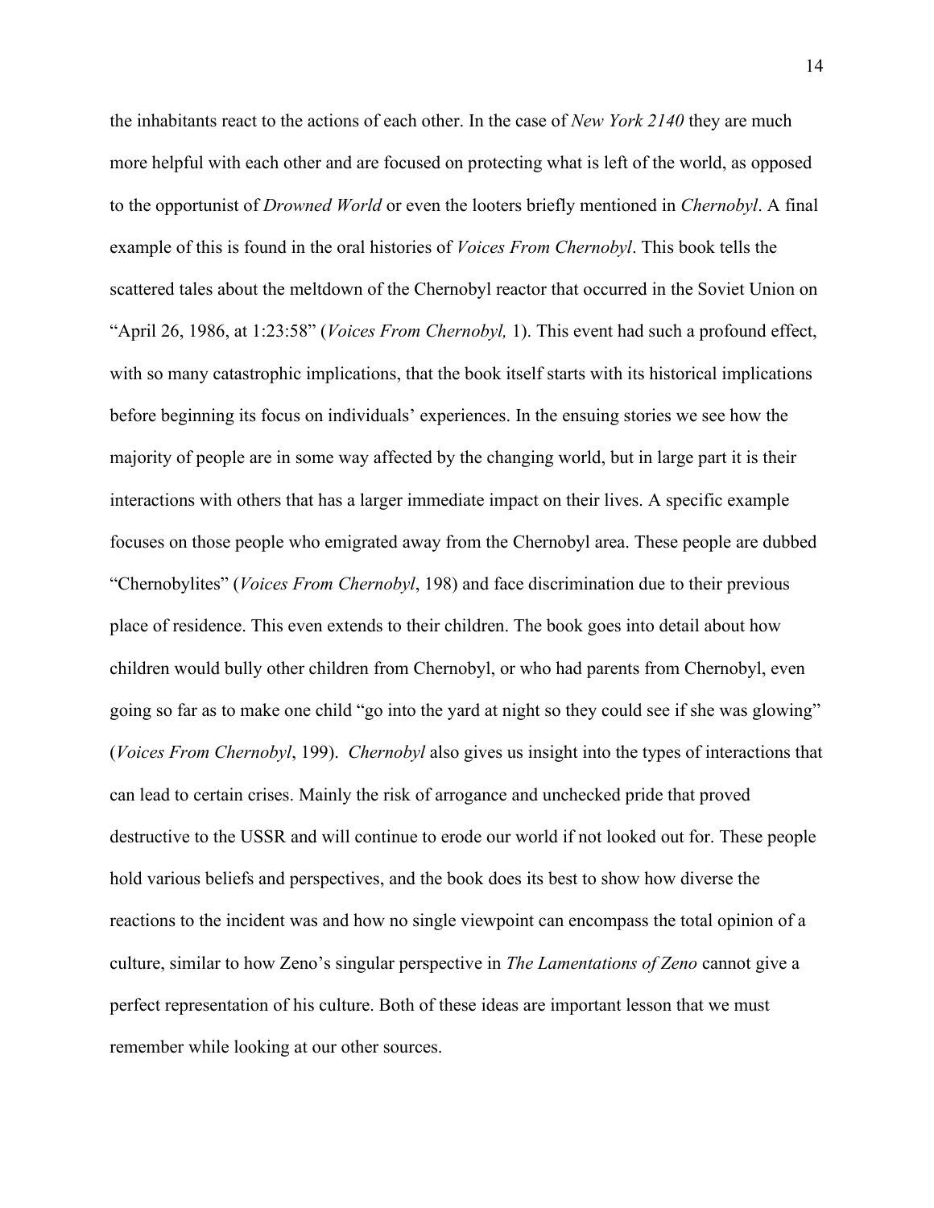the inhabitants react to the actions of each other. In the case of *New York 2140* they are much more helpful with each other and are focused on protecting what is left of the world, as opposed to the opportunist of *Drowned World* or even the looters briefly mentioned in *Chernobyl*. A final example of this is found in the oral histories of *Voices From Chernobyl*. This book tells the scattered tales about the meltdown of the Chernobyl reactor that occurred in the Soviet Union on "April 26, 1986, at 1:23:58" (*Voices From Chernobyl,* 1). This event had such a profound effect, with so many catastrophic implications, that the book itself starts with its historical implications before beginning its focus on individuals' experiences. In the ensuing stories we see how the majority of people are in some way affected by the changing world, but in large part it is their interactions with others that has a larger immediate impact on their lives. A specific example focuses on those people who emigrated away from the Chernobyl area. These people are dubbed "Chernobylites" (*Voices From Chernobyl*, 198) and face discrimination due to their previous place of residence. This even extends to their children. The book goes into detail about how children would bully other children from Chernobyl, or who had parents from Chernobyl, even going so far as to make one child "go into the yard at night so they could see if she was glowing" (*Voices From Chernobyl*, 199). *Chernobyl* also gives us insight into the types of interactions that can lead to certain crises. Mainly the risk of arrogance and unchecked pride that proved destructive to the USSR and will continue to erode our world if not looked out for. These people hold various beliefs and perspectives, and the book does its best to show how diverse the reactions to the incident was and how no single viewpoint can encompass the total opinion of a culture, similar to how Zeno's singular perspective in *The Lamentations of Zeno* cannot give a perfect representation of his culture. Both of these ideas are important lesson that we must remember while looking at our other sources.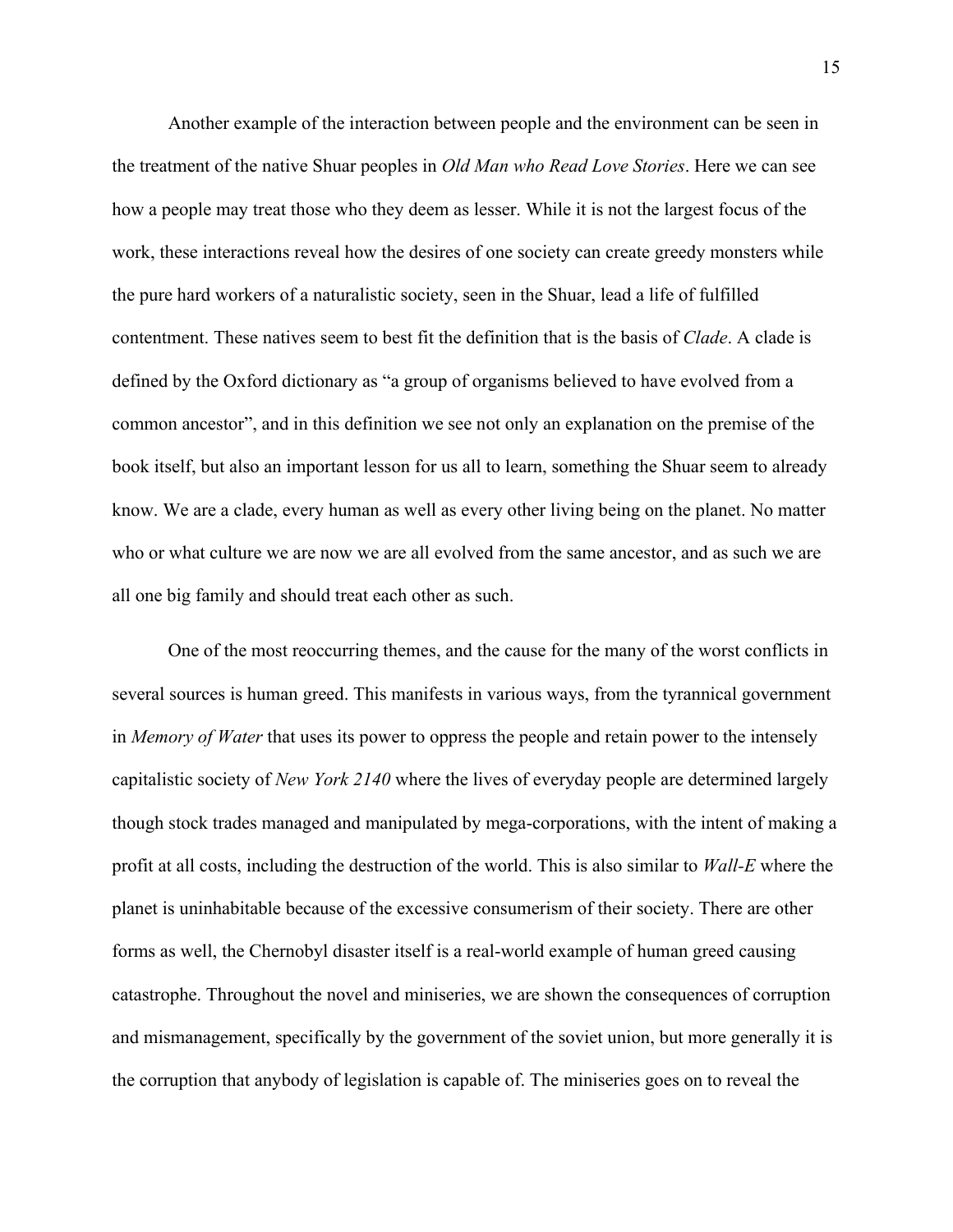Another example of the interaction between people and the environment can be seen in the treatment of the native Shuar peoples in *Old Man who Read Love Stories*. Here we can see how a people may treat those who they deem as lesser. While it is not the largest focus of the work, these interactions reveal how the desires of one society can create greedy monsters while the pure hard workers of a naturalistic society, seen in the Shuar, lead a life of fulfilled contentment. These natives seem to best fit the definition that is the basis of *Clade*. A clade is defined by the Oxford dictionary as "a group of organisms believed to have evolved from a common ancestor", and in this definition we see not only an explanation on the premise of the book itself, but also an important lesson for us all to learn, something the Shuar seem to already know. We are a clade, every human as well as every other living being on the planet. No matter who or what culture we are now we are all evolved from the same ancestor, and as such we are all one big family and should treat each other as such.

One of the most reoccurring themes, and the cause for the many of the worst conflicts in several sources is human greed. This manifests in various ways, from the tyrannical government in *Memory of Water* that uses its power to oppress the people and retain power to the intensely capitalistic society of *New York 2140* where the lives of everyday people are determined largely though stock trades managed and manipulated by mega-corporations, with the intent of making a profit at all costs, including the destruction of the world. This is also similar to *Wall-E* where the planet is uninhabitable because of the excessive consumerism of their society. There are other forms as well, the Chernobyl disaster itself is a real-world example of human greed causing catastrophe. Throughout the novel and miniseries, we are shown the consequences of corruption and mismanagement, specifically by the government of the soviet union, but more generally it is the corruption that anybody of legislation is capable of. The miniseries goes on to reveal the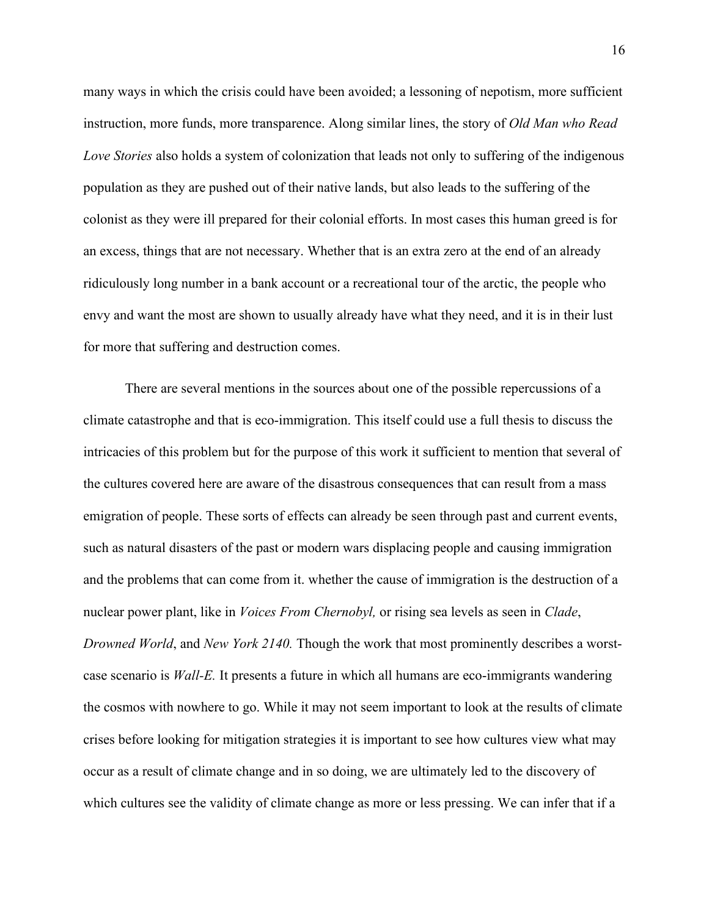many ways in which the crisis could have been avoided; a lessoning of nepotism, more sufficient instruction, more funds, more transparence. Along similar lines, the story of *Old Man who Read Love Stories* also holds a system of colonization that leads not only to suffering of the indigenous population as they are pushed out of their native lands, but also leads to the suffering of the colonist as they were ill prepared for their colonial efforts. In most cases this human greed is for an excess, things that are not necessary. Whether that is an extra zero at the end of an already ridiculously long number in a bank account or a recreational tour of the arctic, the people who envy and want the most are shown to usually already have what they need, and it is in their lust for more that suffering and destruction comes.

There are several mentions in the sources about one of the possible repercussions of a climate catastrophe and that is eco-immigration. This itself could use a full thesis to discuss the intricacies of this problem but for the purpose of this work it sufficient to mention that several of the cultures covered here are aware of the disastrous consequences that can result from a mass emigration of people. These sorts of effects can already be seen through past and current events, such as natural disasters of the past or modern wars displacing people and causing immigration and the problems that can come from it. whether the cause of immigration is the destruction of a nuclear power plant, like in *Voices From Chernobyl,* or rising sea levels as seen in *Clade*, *Drowned World*, and *New York 2140.* Though the work that most prominently describes a worst-case scenario is *Wall-E.* It presents a future in which all humans are eco-immigrants wandering the cosmos with nowhere to go. While it may not seem important to look at the results of climate crises before looking for mitigation strategies it is important to see how cultures view what may occur as a result of climate change and in so doing, we are ultimately led to the discovery of which cultures see the validity of climate change as more or less pressing. We can infer that if a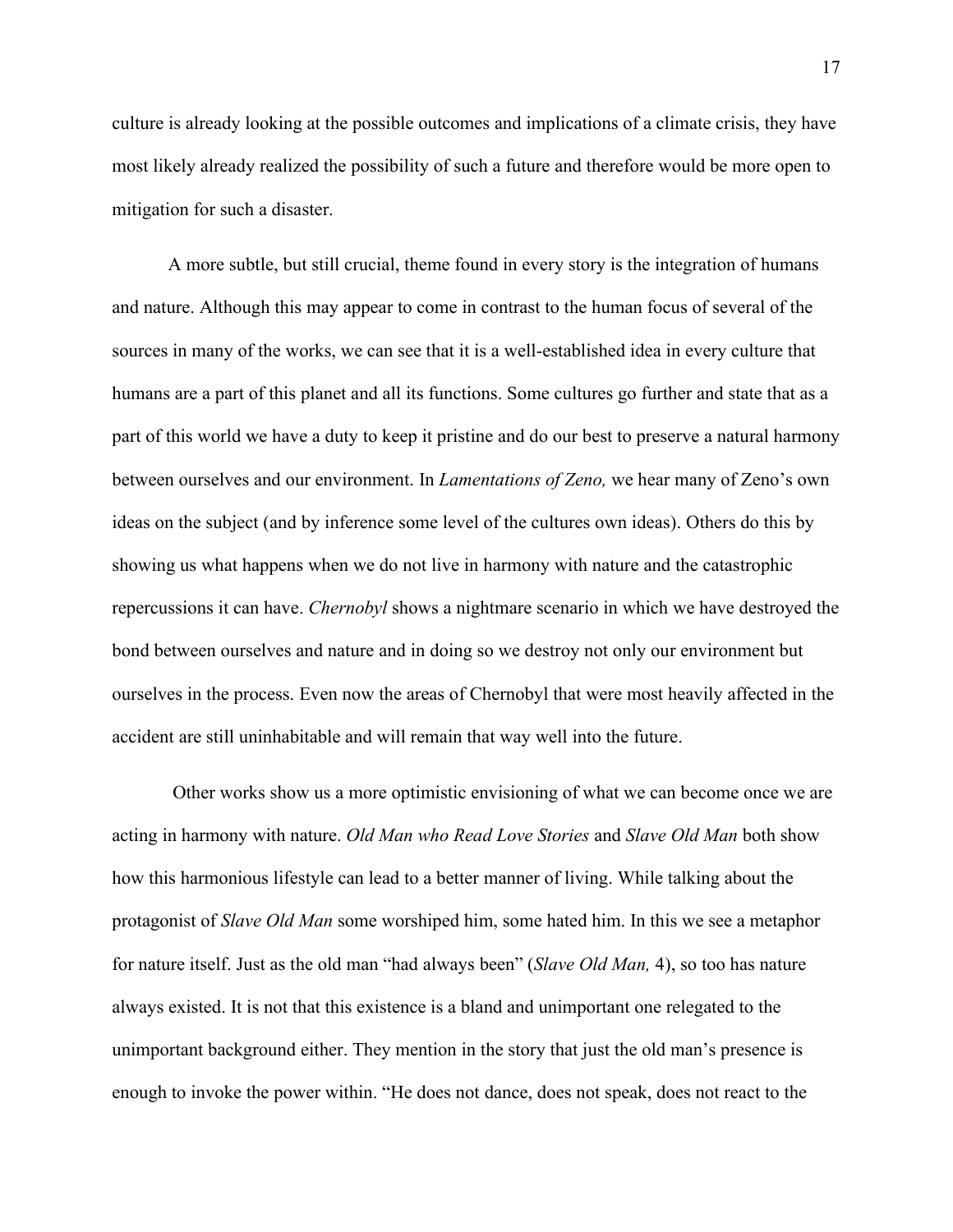culture is already looking at the possible outcomes and implications of a climate crisis, they have most likely already realized the possibility of such a future and therefore would be more open to mitigation for such a disaster.

A more subtle, but still crucial, theme found in every story is the integration of humans and nature. Although this may appear to come in contrast to the human focus of several of the sources in many of the works, we can see that it is a well-established idea in every culture that humans are a part of this planet and all its functions. Some cultures go further and state that as a part of this world we have a duty to keep it pristine and do our best to preserve a natural harmony between ourselves and our environment. In *Lamentations of Zeno,* we hear many of Zeno's own ideas on the subject (and by inference some level of the cultures own ideas). Others do this by showing us what happens when we do not live in harmony with nature and the catastrophic repercussions it can have. *Chernobyl* shows a nightmare scenario in which we have destroyed the bond between ourselves and nature and in doing so we destroy not only our environment but ourselves in the process. Even now the areas of Chernobyl that were most heavily affected in the accident are still uninhabitable and will remain that way well into the future.

Other works show us a more optimistic envisioning of what we can become once we are acting in harmony with nature. *Old Man who Read Love Stories* and *Slave Old Man* both show how this harmonious lifestyle can lead to a better manner of living. While talking about the protagonist of *Slave Old Man* some worshiped him, some hated him. In this we see a metaphor for nature itself. Just as the old man "had always been" (*Slave Old Man,* 4), so too has nature always existed. It is not that this existence is a bland and unimportant one relegated to the unimportant background either. They mention in the story that just the old man's presence is enough to invoke the power within. "He does not dance, does not speak, does not react to the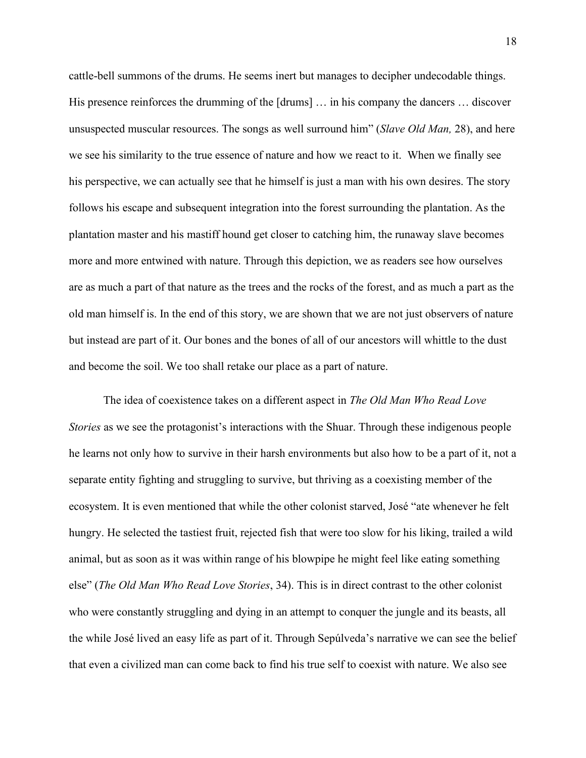cattle-bell summons of the drums. He seems inert but manages to decipher undecodable things. His presence reinforces the drumming of the [drums] … in his company the dancers … discover unsuspected muscular resources. The songs as well surround him" (*Slave Old Man,* 28), and here we see his similarity to the true essence of nature and how we react to it. When we finally see his perspective, we can actually see that he himself is just a man with his own desires. The story follows his escape and subsequent integration into the forest surrounding the plantation. As the plantation master and his mastiff hound get closer to catching him, the runaway slave becomes more and more entwined with nature. Through this depiction, we as readers see how ourselves are as much a part of that nature as the trees and the rocks of the forest, and as much a part as the old man himself is. In the end of this story, we are shown that we are not just observers of nature but instead are part of it. Our bones and the bones of all of our ancestors will whittle to the dust and become the soil. We too shall retake our place as a part of nature.

The idea of coexistence takes on a different aspect in *The Old Man Who Read Love Stories* as we see the protagonist's interactions with the Shuar. Through these indigenous people he learns not only how to survive in their harsh environments but also how to be a part of it, not a separate entity fighting and struggling to survive, but thriving as a coexisting member of the ecosystem. It is even mentioned that while the other colonist starved, José "ate whenever he felt hungry. He selected the tastiest fruit, rejected fish that were too slow for his liking, trailed a wild animal, but as soon as it was within range of his blowpipe he might feel like eating something else" (*The Old Man Who Read Love Stories*, 34). This is in direct contrast to the other colonist who were constantly struggling and dying in an attempt to conquer the jungle and its beasts, all the while José lived an easy life as part of it. Through Sepúlveda's narrative we can see the belief that even a civilized man can come back to find his true self to coexist with nature. We also see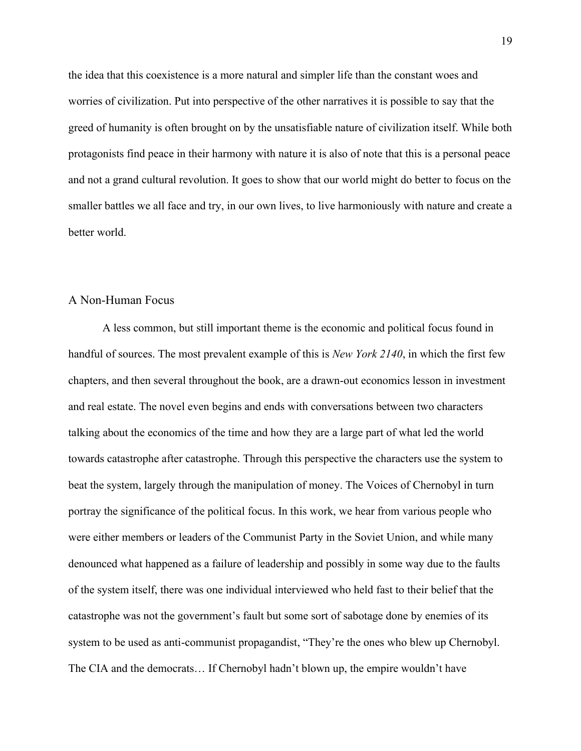the idea that this coexistence is a more natural and simpler life than the constant woes and worries of civilization. Put into perspective of the other narratives it is possible to say that the greed of humanity is often brought on by the unsatisfiable nature of civilization itself. While both protagonists find peace in their harmony with nature it is also of note that this is a personal peace and not a grand cultural revolution. It goes to show that our world might do better to focus on the smaller battles we all face and try, in our own lives, to live harmoniously with nature and create a better world.

## A Non-Human Focus

A less common, but still important theme is the economic and political focus found in handful of sources. The most prevalent example of this is *New York 2140*, in which the first few chapters, and then several throughout the book, are a drawn-out economics lesson in investment and real estate. The novel even begins and ends with conversations between two characters talking about the economics of the time and how they are a large part of what led the world towards catastrophe after catastrophe. Through this perspective the characters use the system to beat the system, largely through the manipulation of money. The Voices of Chernobyl in turn portray the significance of the political focus. In this work, we hear from various people who were either members or leaders of the Communist Party in the Soviet Union, and while many denounced what happened as a failure of leadership and possibly in some way due to the faults of the system itself, there was one individual interviewed who held fast to their belief that the catastrophe was not the government's fault but some sort of sabotage done by enemies of its system to be used as anti-communist propagandist, "They're the ones who blew up Chernobyl. The CIA and the democrats… If Chernobyl hadn't blown up, the empire wouldn't have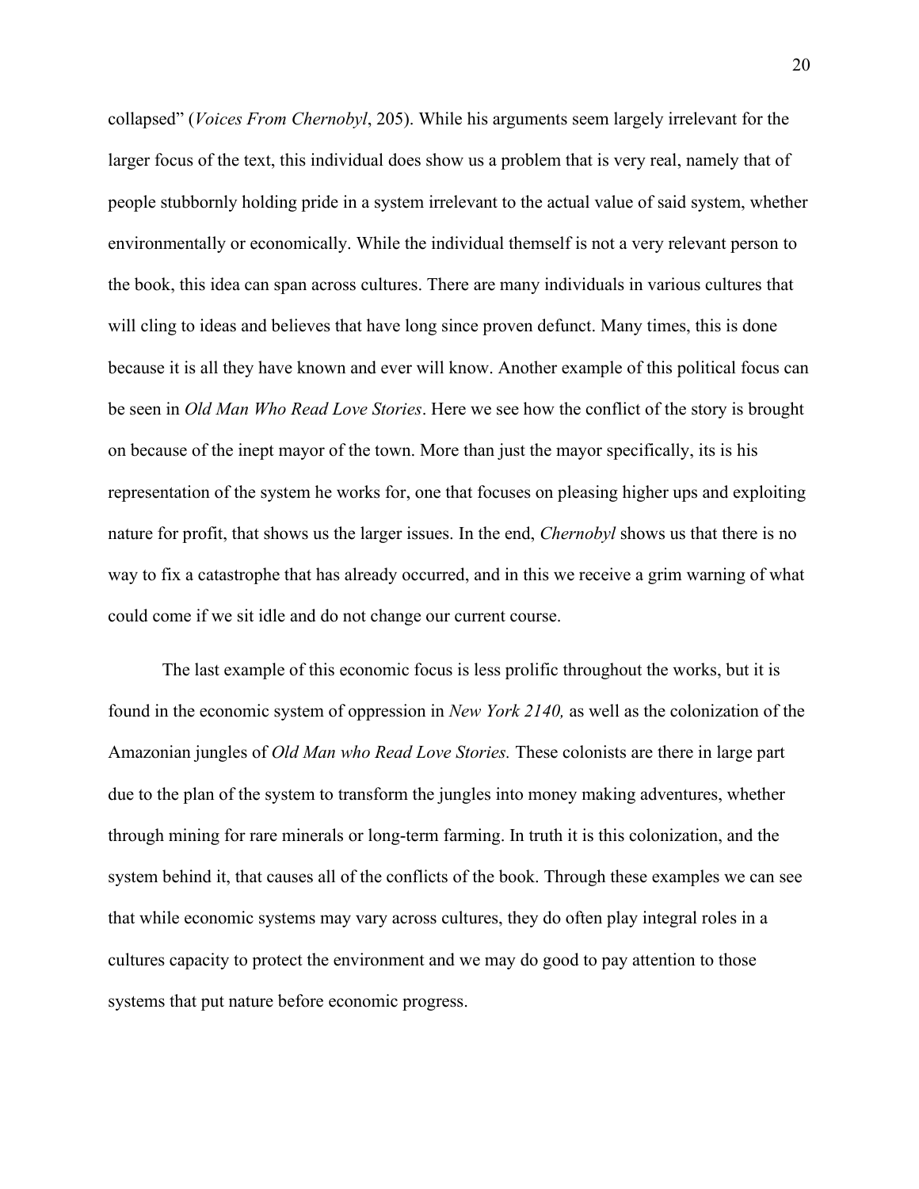collapsed" (*Voices From Chernobyl*, 205). While his arguments seem largely irrelevant for the larger focus of the text, this individual does show us a problem that is very real, namely that of people stubbornly holding pride in a system irrelevant to the actual value of said system, whether environmentally or economically. While the individual themself is not a very relevant person to the book, this idea can span across cultures. There are many individuals in various cultures that will cling to ideas and believes that have long since proven defunct. Many times, this is done because it is all they have known and ever will know. Another example of this political focus can be seen in *Old Man Who Read Love Stories*. Here we see how the conflict of the story is brought on because of the inept mayor of the town. More than just the mayor specifically, its is his representation of the system he works for, one that focuses on pleasing higher ups and exploiting nature for profit, that shows us the larger issues. In the end, *Chernobyl* shows us that there is no way to fix a catastrophe that has already occurred, and in this we receive a grim warning of what could come if we sit idle and do not change our current course.

The last example of this economic focus is less prolific throughout the works, but it is found in the economic system of oppression in *New York 2140,* as well as the colonization of the Amazonian jungles of *Old Man who Read Love Stories.* These colonists are there in large part due to the plan of the system to transform the jungles into money making adventures, whether through mining for rare minerals or long-term farming. In truth it is this colonization, and the system behind it, that causes all of the conflicts of the book. Through these examples we can see that while economic systems may vary across cultures, they do often play integral roles in a cultures capacity to protect the environment and we may do good to pay attention to those systems that put nature before economic progress.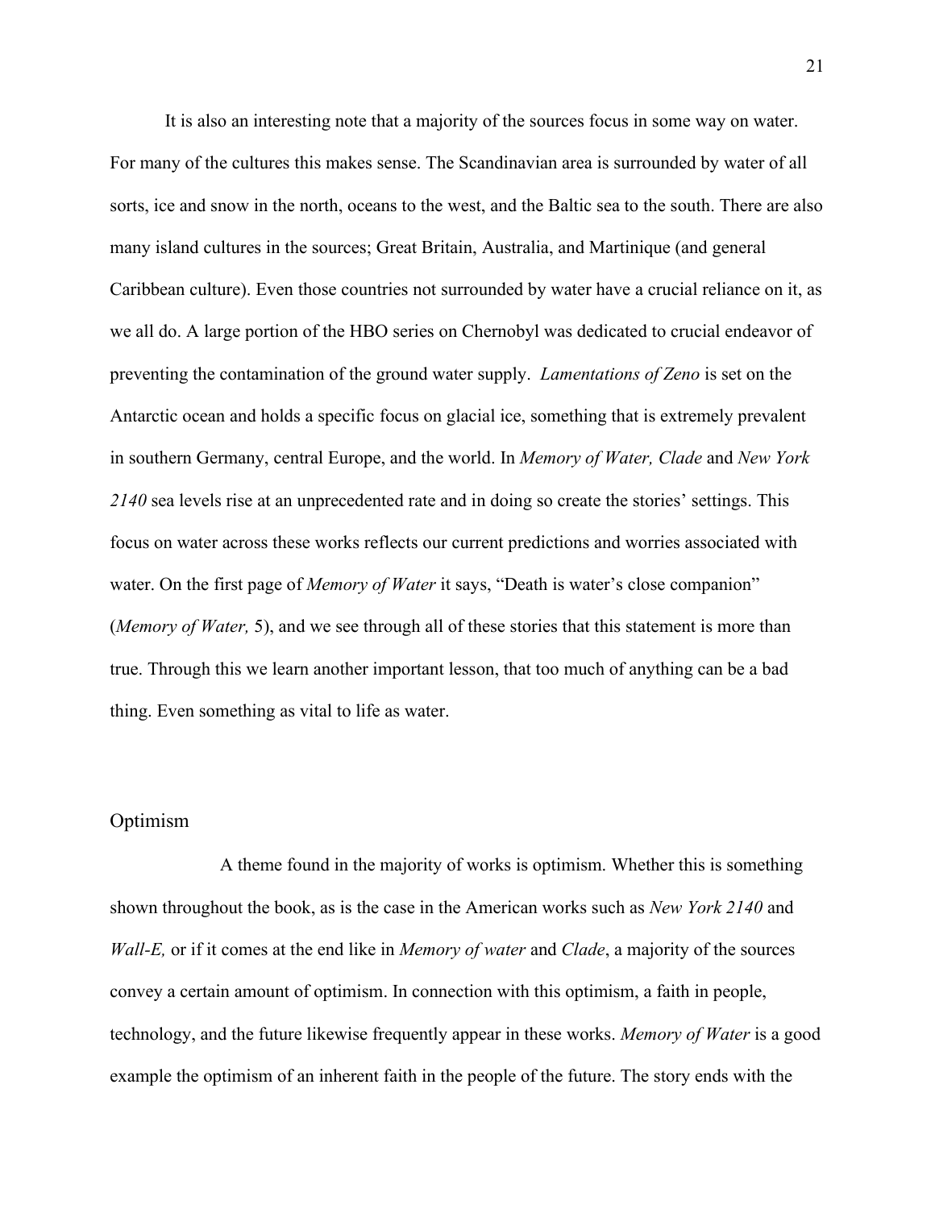It is also an interesting note that a majority of the sources focus in some way on water. For many of the cultures this makes sense. The Scandinavian area is surrounded by water of all sorts, ice and snow in the north, oceans to the west, and the Baltic sea to the south. There are also many island cultures in the sources; Great Britain, Australia, and Martinique (and general Caribbean culture). Even those countries not surrounded by water have a crucial reliance on it, as we all do. A large portion of the HBO series on Chernobyl was dedicated to crucial endeavor of preventing the contamination of the ground water supply. *Lamentations of Zeno* is set on the Antarctic ocean and holds a specific focus on glacial ice, something that is extremely prevalent in southern Germany, central Europe, and the world. In *Memory of Water, Clade* and *New York 2140* sea levels rise at an unprecedented rate and in doing so create the stories' settings. This focus on water across these works reflects our current predictions and worries associated with water. On the first page of *Memory of Water* it says, "Death is water's close companion" (*Memory of Water,* 5), and we see through all of these stories that this statement is more than true. Through this we learn another important lesson, that too much of anything can be a bad thing. Even something as vital to life as water.

## Optimism

A theme found in the majority of works is optimism. Whether this is something shown throughout the book, as is the case in the American works such as *New York 2140* and *Wall-E,* or if it comes at the end like in *Memory of water* and *Clade*, a majority of the sources convey a certain amount of optimism. In connection with this optimism, a faith in people, technology, and the future likewise frequently appear in these works. *Memory of Water* is a good example the optimism of an inherent faith in the people of the future. The story ends with the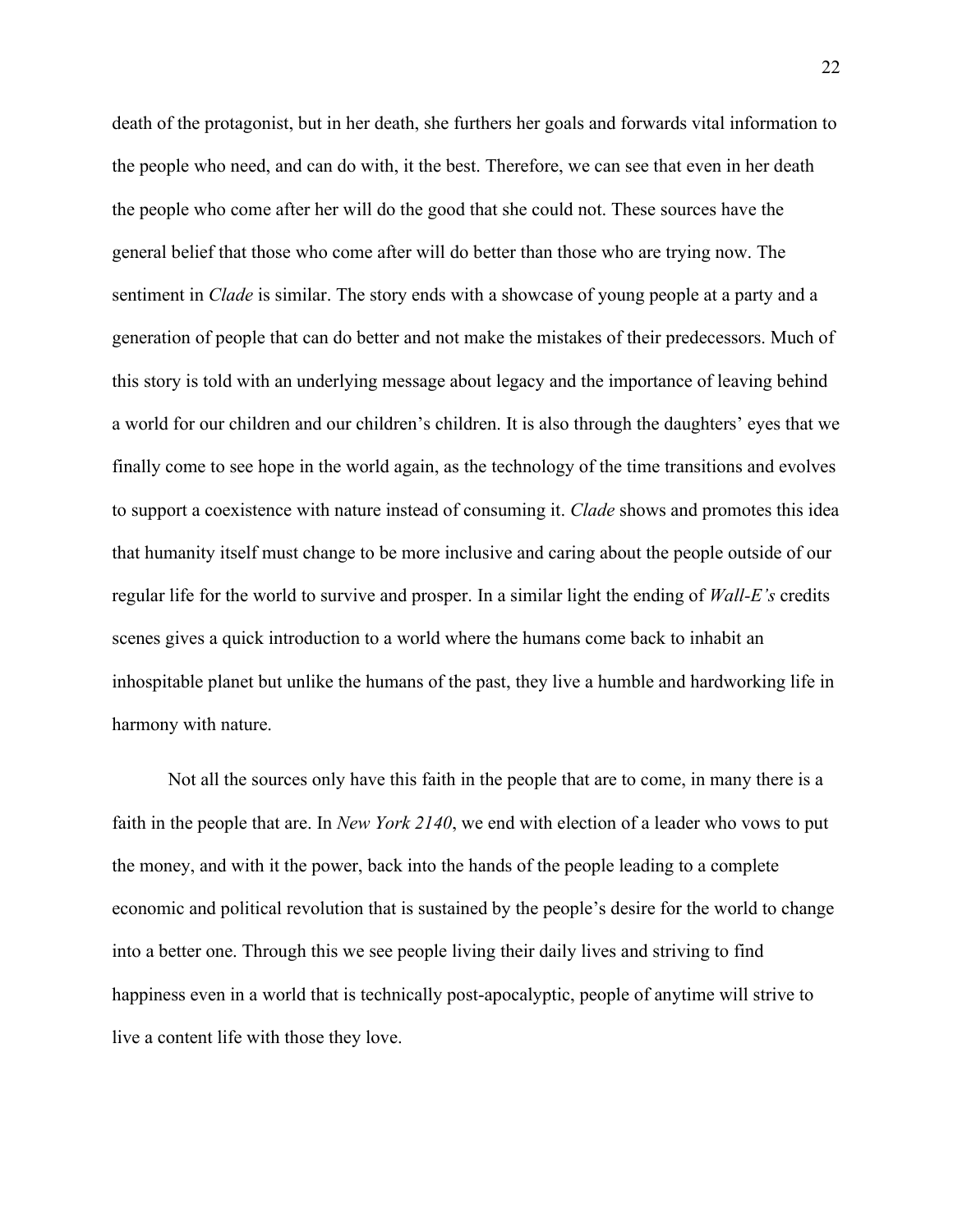death of the protagonist, but in her death, she furthers her goals and forwards vital information to the people who need, and can do with, it the best. Therefore, we can see that even in her death the people who come after her will do the good that she could not. These sources have the general belief that those who come after will do better than those who are trying now. The sentiment in *Clade* is similar. The story ends with a showcase of young people at a party and a generation of people that can do better and not make the mistakes of their predecessors. Much of this story is told with an underlying message about legacy and the importance of leaving behind a world for our children and our children's children. It is also through the daughters' eyes that we finally come to see hope in the world again, as the technology of the time transitions and evolves to support a coexistence with nature instead of consuming it. *Clade* shows and promotes this idea that humanity itself must change to be more inclusive and caring about the people outside of our regular life for the world to survive and prosper. In a similar light the ending of *Wall-E's* credits scenes gives a quick introduction to a world where the humans come back to inhabit an inhospitable planet but unlike the humans of the past, they live a humble and hardworking life in harmony with nature.

Not all the sources only have this faith in the people that are to come, in many there is a faith in the people that are. In *New York 2140*, we end with election of a leader who vows to put the money, and with it the power, back into the hands of the people leading to a complete economic and political revolution that is sustained by the people's desire for the world to change into a better one. Through this we see people living their daily lives and striving to find happiness even in a world that is technically post-apocalyptic, people of anytime will strive to live a content life with those they love.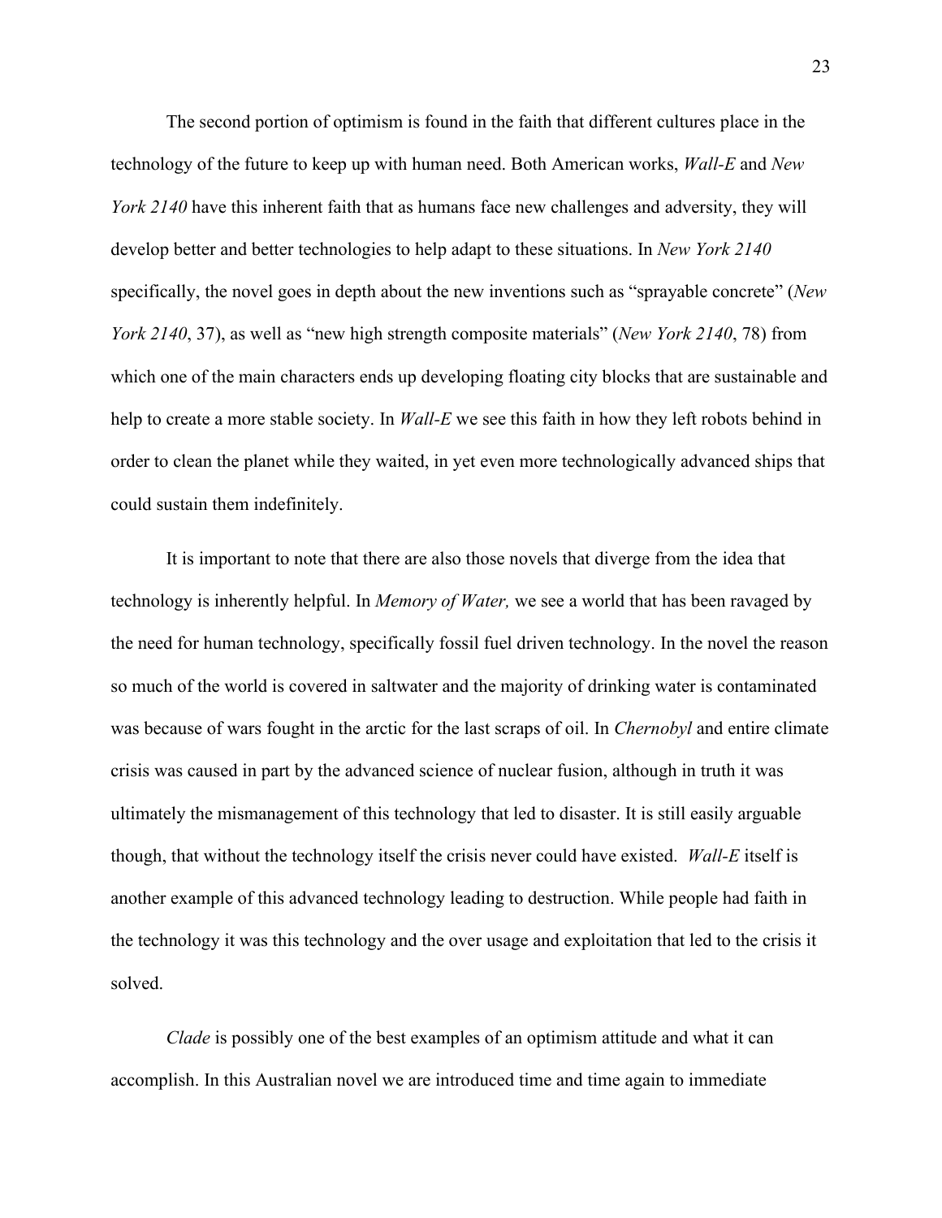The second portion of optimism is found in the faith that different cultures place in the technology of the future to keep up with human need. Both American works, *Wall-E* and *New York 2140* have this inherent faith that as humans face new challenges and adversity, they will develop better and better technologies to help adapt to these situations. In *New York 2140* specifically, the novel goes in depth about the new inventions such as "sprayable concrete" (*New York 2140*, 37), as well as "new high strength composite materials" (*New York 2140*, 78) from which one of the main characters ends up developing floating city blocks that are sustainable and help to create a more stable society. In *Wall-E* we see this faith in how they left robots behind in order to clean the planet while they waited, in yet even more technologically advanced ships that could sustain them indefinitely.

It is important to note that there are also those novels that diverge from the idea that technology is inherently helpful. In *Memory of Water,* we see a world that has been ravaged by the need for human technology, specifically fossil fuel driven technology. In the novel the reason so much of the world is covered in saltwater and the majority of drinking water is contaminated was because of wars fought in the arctic for the last scraps of oil. In *Chernobyl* and entire climate crisis was caused in part by the advanced science of nuclear fusion, although in truth it was ultimately the mismanagement of this technology that led to disaster. It is still easily arguable though, that without the technology itself the crisis never could have existed. *Wall-E* itself is another example of this advanced technology leading to destruction. While people had faith in the technology it was this technology and the over usage and exploitation that led to the crisis it solved.

*Clade* is possibly one of the best examples of an optimism attitude and what it can accomplish. In this Australian novel we are introduced time and time again to immediate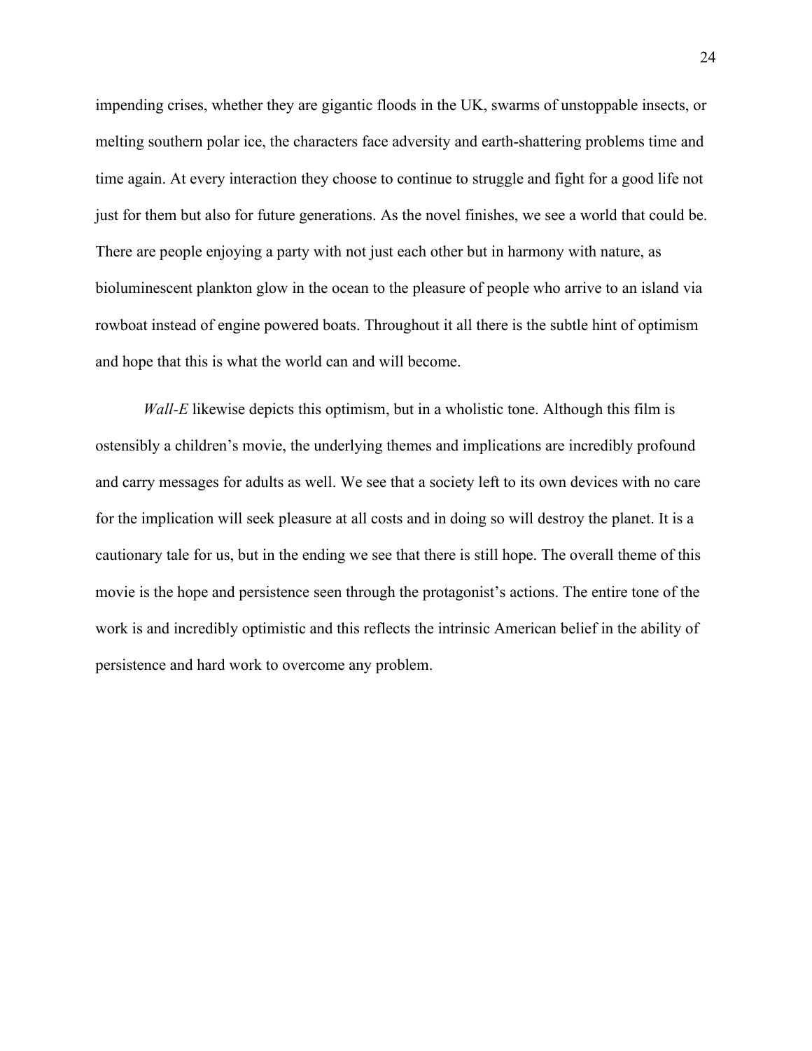impending crises, whether they are gigantic floods in the UK, swarms of unstoppable insects, or melting southern polar ice, the characters face adversity and earth-shattering problems time and time again. At every interaction they choose to continue to struggle and fight for a good life not just for them but also for future generations. As the novel finishes, we see a world that could be. There are people enjoying a party with not just each other but in harmony with nature, as bioluminescent plankton glow in the ocean to the pleasure of people who arrive to an island via rowboat instead of engine powered boats. Throughout it all there is the subtle hint of optimism and hope that this is what the world can and will become.

*Wall-E* likewise depicts this optimism, but in a wholistic tone. Although this film is ostensibly a children's movie, the underlying themes and implications are incredibly profound and carry messages for adults as well. We see that a society left to its own devices with no care for the implication will seek pleasure at all costs and in doing so will destroy the planet. It is a cautionary tale for us, but in the ending we see that there is still hope. The overall theme of this movie is the hope and persistence seen through the protagonist's actions. The entire tone of the work is and incredibly optimistic and this reflects the intrinsic American belief in the ability of persistence and hard work to overcome any problem.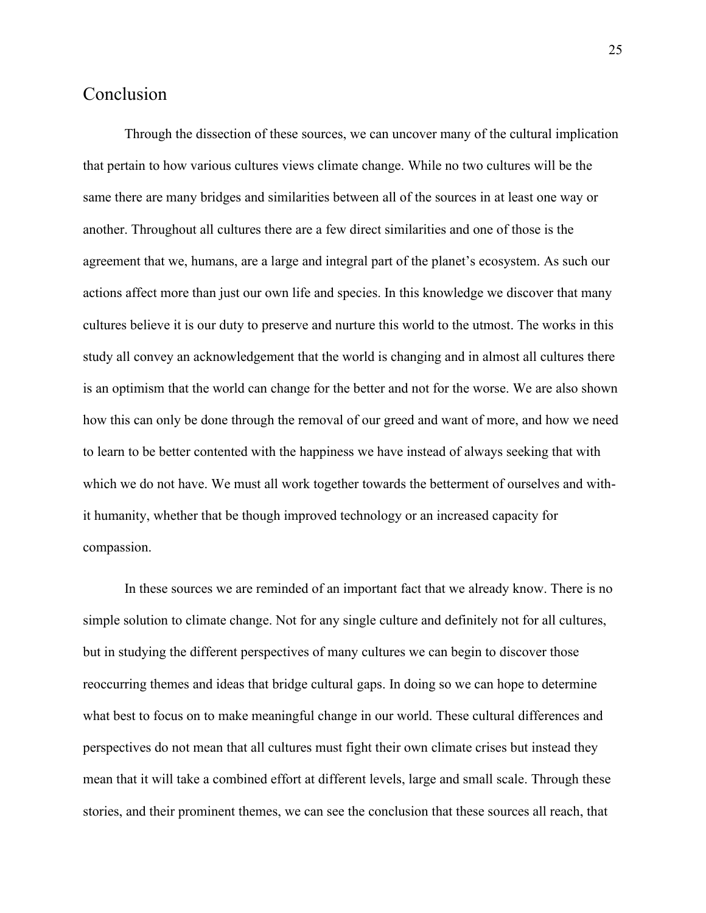## Conclusion

Through the dissection of these sources, we can uncover many of the cultural implication that pertain to how various cultures views climate change. While no two cultures will be the same there are many bridges and similarities between all of the sources in at least one way or another. Throughout all cultures there are a few direct similarities and one of those is the agreement that we, humans, are a large and integral part of the planet's ecosystem. As such our actions affect more than just our own life and species. In this knowledge we discover that many cultures believe it is our duty to preserve and nurture this world to the utmost. The works in this study all convey an acknowledgement that the world is changing and in almost all cultures there is an optimism that the world can change for the better and not for the worse. We are also shown how this can only be done through the removal of our greed and want of more, and how we need to learn to be better contented with the happiness we have instead of always seeking that with which we do not have. We must all work together towards the betterment of ourselves and with-it humanity, whether that be though improved technology or an increased capacity for compassion.

In these sources we are reminded of an important fact that we already know. There is no simple solution to climate change. Not for any single culture and definitely not for all cultures, but in studying the different perspectives of many cultures we can begin to discover those reoccurring themes and ideas that bridge cultural gaps. In doing so we can hope to determine what best to focus on to make meaningful change in our world. These cultural differences and perspectives do not mean that all cultures must fight their own climate crises but instead they mean that it will take a combined effort at different levels, large and small scale. Through these stories, and their prominent themes, we can see the conclusion that these sources all reach, that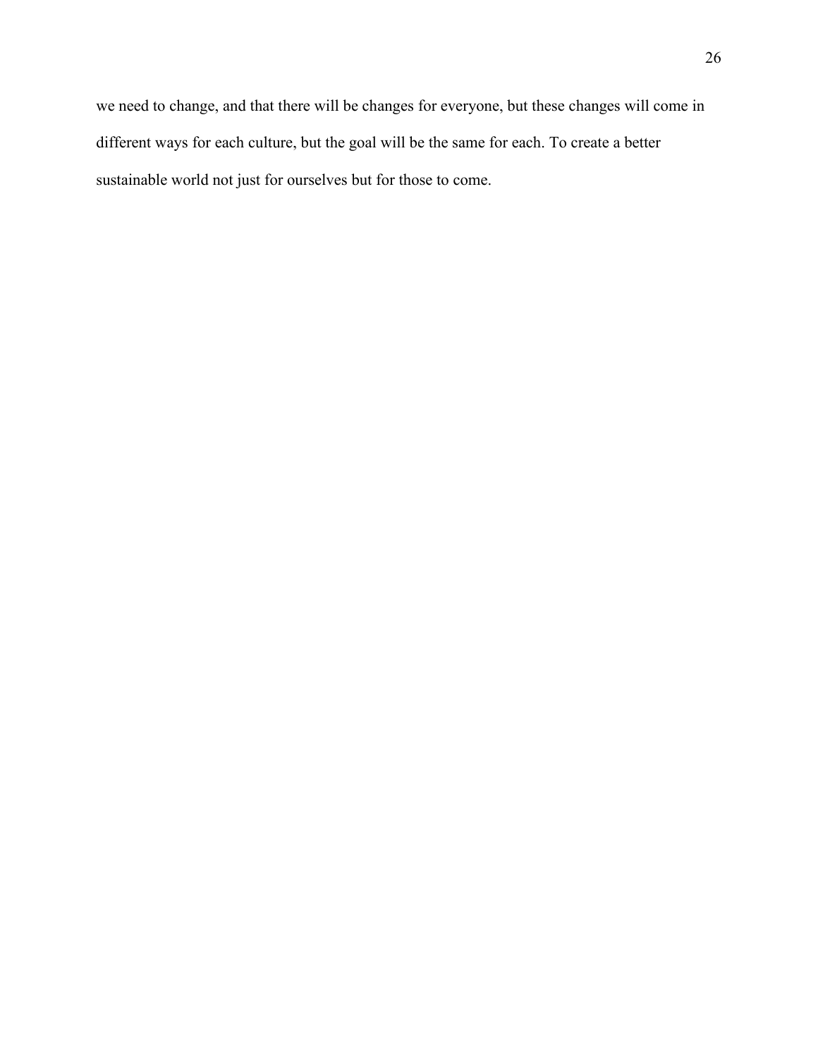we need to change, and that there will be changes for everyone, but these changes will come in different ways for each culture, but the goal will be the same for each. To create a better sustainable world not just for ourselves but for those to come.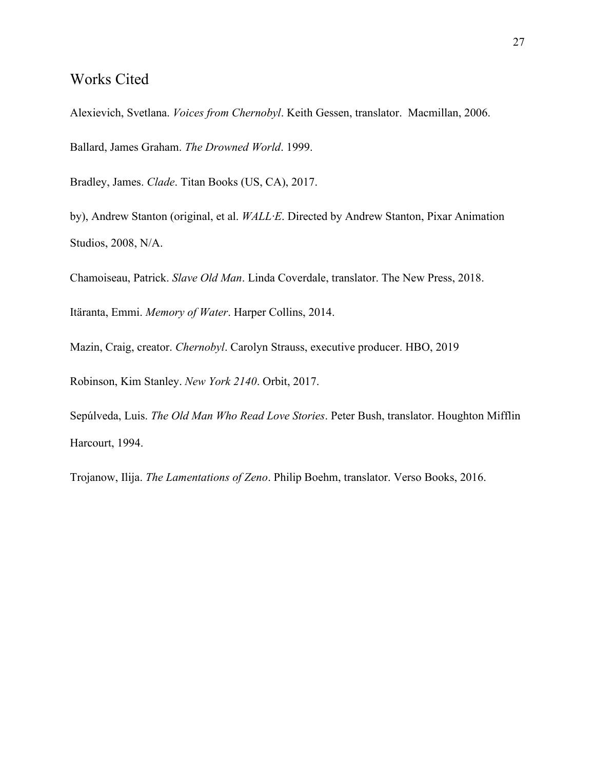## Works Cited

Alexievich, Svetlana. *Voices from Chernobyl*. Keith Gessen, translator.  Macmillan, 2006.

Ballard, James Graham. *The Drowned World*. 1999.

Bradley, James. *Clade*. Titan Books (US, CA), 2017.

by), Andrew Stanton (original, et al. *WALL·E*. Directed by Andrew Stanton, Pixar Animation Studios, 2008, N/A.

Chamoiseau, Patrick. *Slave Old Man*. Linda Coverdale, translator. The New Press, 2018.

Itäranta, Emmi. *Memory of Water*. Harper Collins, 2014.

Mazin, Craig, creator. *Chernobyl*. Carolyn Strauss, executive producer. HBO, 2019

Robinson, Kim Stanley. *New York 2140*. Orbit, 2017.

Sepúlveda, Luis. *The Old Man Who Read Love Stories*. Peter Bush, translator. Houghton Mifflin Harcourt, 1994.

Trojanow, Ilija. *The Lamentations of Zeno*. Philip Boehm, translator. Verso Books, 2016.